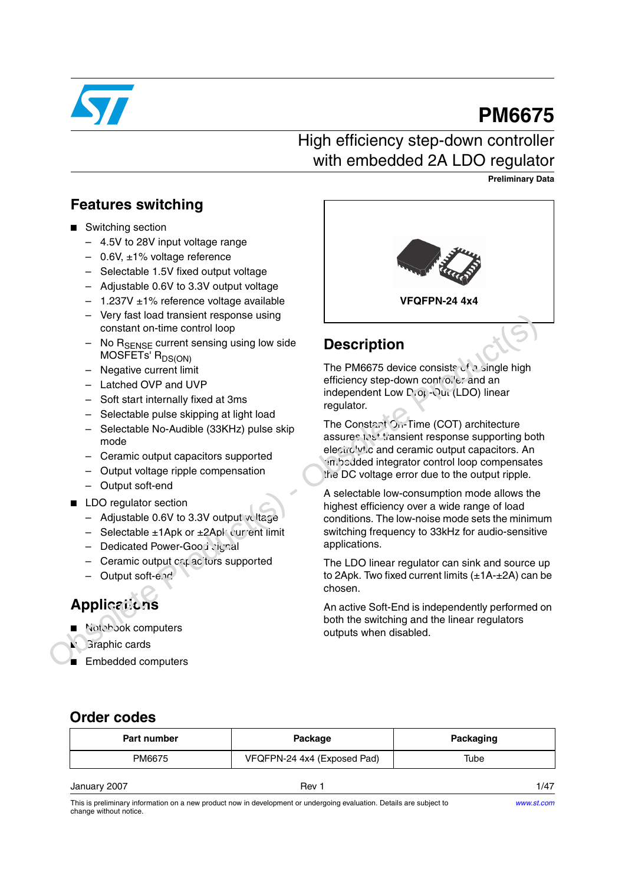# PM6675

## High efficiency step-down controller with embedded 2A LDO regulator

**Preliminary Data**

## Features switching

- Switching section
  - 4.5V to 28V input voltage range
  - 0.6V, ±1% voltage reference
  - Selectable 1.5V fixed output voltage
  - Adjustable 0.6V to 3.3V output voltage
  - 1.237V ±1% reference voltage available
  - Very fast load transient response using constant on-time control loop
  - No $R_{SENSE}$ current sensing using low side MOSFETs' $R_{DS(ON)}$
  - Negative current limit
  - Latched OVP and UVP
  - Soft start internally fixed at 3ms
  - Selectable pulse skipping at light load
  - Selectable No-Audible (33KHz) pulse skip mode
  - Ceramic output capacitors supported
  - Output voltage ripple compensation
  - Output soft-end
- LDO regulator section
  - Adjustable 0.6V to 3.3V output voltage
  - Selectable ±1Apk or ±2Apk current limit
  - Dedicated Power-Good signal
  - Ceramic output capacitors supported
  - Output soft-end

## Applications

- Notebook computers
- Graphic cards
- Embedded computers

VFQFPN-24 4x4

## Description

The PM6675 device consists of a single high efficiency step-down controller and an independent Low Drop-Out (LDO) linear regulator.

The Constant On-Time (COT) architecture assures fast transient response supporting both electrolytic and ceramic output capacitors. An embedded integrator control loop compensates the DC voltage error due to the output ripple.

A selectable low-consumption mode allows the highest efficiency over a wide range of load conditions. The low-noise mode sets the minimum switching frequency to 33kHz for audio-sensitive applications.

The LDO linear regulator can sink and source up to 2Apk. Two fixed current limits (±1A-±2A) can be chosen.

An active Soft-End is independently performed on both the switching and the linear regulators outputs when disabled.

## Order codes

| Part number | Package | Packaging |
|---|---|---|
| PM6675 | VFQFPN-24 4x4 (Exposed Pad) | Tube |

January 2007 Rev 1

This is preliminary information on a new product now in development or undergoing evaluation. Details are subject to change without notice.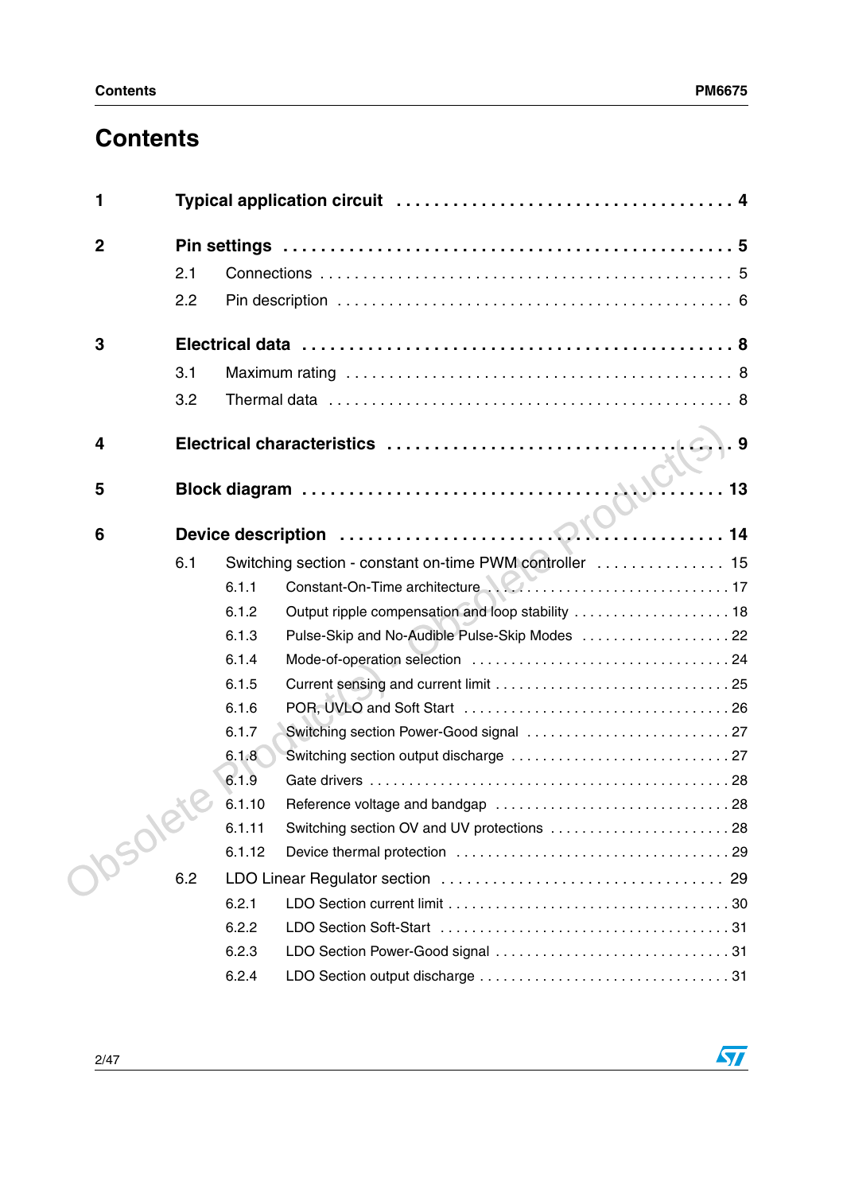# Contents

**1 Typical application circuit . . . . . . . . . . . . . . . . . . . . . . . . . . . . . . . . . . 4**

**2 Pin settings . . . . . . . . . . . . . . . . . . . . . . . . . . . . . . . . . . . . . . . . . . . 5**

2.1 Connections . . . . . . . . . . . . . . . . . . . . . . . . . . . . . . . . . . . . . . . . . . . 5

2.2 Pin description . . . . . . . . . . . . . . . . . . . . . . . . . . . . . . . . . . . . . . . . . 6

**3 Electrical data . . . . . . . . . . . . . . . . . . . . . . . . . . . . . . . . . . . . . . . . . . 8**

3.1 Maximum rating . . . . . . . . . . . . . . . . . . . . . . . . . . . . . . . . . . . . . . . . 8

3.2 Thermal data . . . . . . . . . . . . . . . . . . . . . . . . . . . . . . . . . . . . . . . . . . 8

**4 Electrical characteristics . . . . . . . . . . . . . . . . . . . . . . . . . . . . . . . . . 9**

**5 Block diagram . . . . . . . . . . . . . . . . . . . . . . . . . . . . . . . . . . . . . . . . . 13**

**6 Device description . . . . . . . . . . . . . . . . . . . . . . . . . . . . . . . . . . . . . 14**

6.1 Switching section - constant on-time PWM controller . . . . . . . . . . . . . . . 15

6.1.1 Constant-On-Time architecture . . . . . . . . . . . . . . . . . . . . . . . . . . . 17

6.1.2 Output ripple compensation and loop stability . . . . . . . . . . . . . . . . . . 18

6.1.3 Pulse-Skip and No-Audible Pulse-Skip Modes . . . . . . . . . . . . . . . . . 22

6.1.4 Mode-of-operation selection . . . . . . . . . . . . . . . . . . . . . . . . . . . . . 24

6.1.5 Current sensing and current limit . . . . . . . . . . . . . . . . . . . . . . . . . . 25

6.1.6 POR, UVLO and Soft Start . . . . . . . . . . . . . . . . . . . . . . . . . . . . . . 26

6.1.7 Switching section Power-Good signal . . . . . . . . . . . . . . . . . . . . . . . 27

6.1.8 Switching section output discharge . . . . . . . . . . . . . . . . . . . . . . . . . 27

6.1.9 Gate drivers . . . . . . . . . . . . . . . . . . . . . . . . . . . . . . . . . . . . . . . . 28

6.1.10 Reference voltage and bandgap . . . . . . . . . . . . . . . . . . . . . . . . . . . 28

6.1.11 Switching section OV and UV protections . . . . . . . . . . . . . . . . . . . . . 28

6.1.12 Device thermal protection . . . . . . . . . . . . . . . . . . . . . . . . . . . . . . . 29

6.2 LDO Linear Regulator section . . . . . . . . . . . . . . . . . . . . . . . . . . . . . . . 29

6.2.1 LDO Section current limit . . . . . . . . . . . . . . . . . . . . . . . . . . . . . . . 30

6.2.2 LDO Section Soft-Start . . . . . . . . . . . . . . . . . . . . . . . . . . . . . . . . . 31

6.2.3 LDO Section Power-Good signal . . . . . . . . . . . . . . . . . . . . . . . . . . . 31

6.2.4 LDO Section output discharge . . . . . . . . . . . . . . . . . . . . . . . . . . . . 31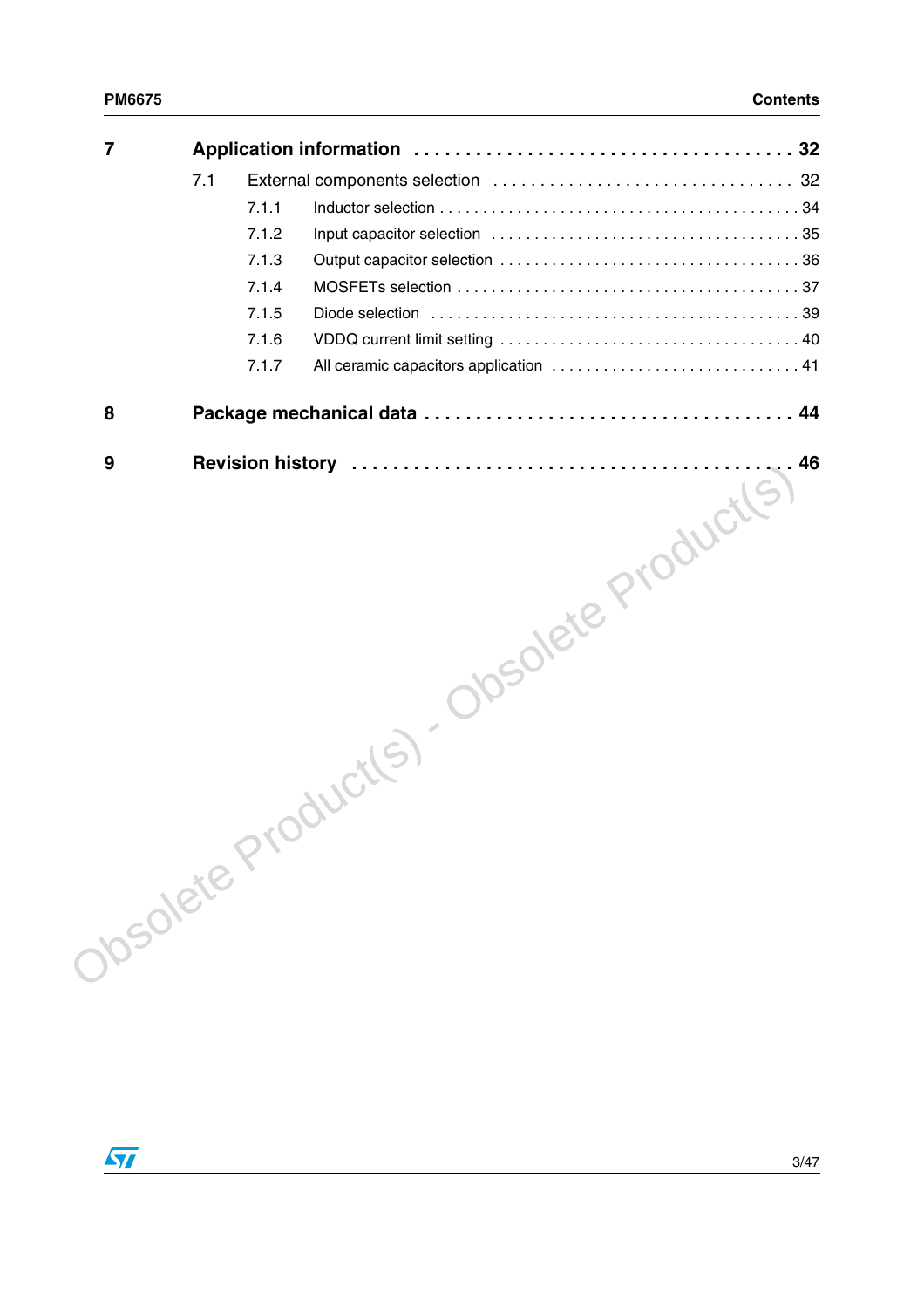**7 Application information . . . . . . . . . . . . . . . . . . . . . . . . . . . . . . . . . . . . 32**

7.1 External components selection . . . . . . . . . . . . . . . . . . . . . . . . . . . . . . . 32

7.1.1 Inductor selection . . . . . . . . . . . . . . . . . . . . . . . . . . . . . . . . . . . . . . . . 34

7.1.2 Input capacitor selection . . . . . . . . . . . . . . . . . . . . . . . . . . . . . . . . . . 35

7.1.3 Output capacitor selection . . . . . . . . . . . . . . . . . . . . . . . . . . . . . . . . . 36

7.1.4 MOSFETs selection . . . . . . . . . . . . . . . . . . . . . . . . . . . . . . . . . . . . . . 37

7.1.5 Diode selection . . . . . . . . . . . . . . . . . . . . . . . . . . . . . . . . . . . . . . . . . 39

7.1.6 VDDQ current limit setting . . . . . . . . . . . . . . . . . . . . . . . . . . . . . . . . . 40

7.1.7 All ceramic capacitors application . . . . . . . . . . . . . . . . . . . . . . . . . . . 41

**8 Package mechanical data . . . . . . . . . . . . . . . . . . . . . . . . . . . . . . . . . . . 44**

**9 Revision history . . . . . . . . . . . . . . . . . . . . . . . . . . . . . . . . . . . . . . . . . 46**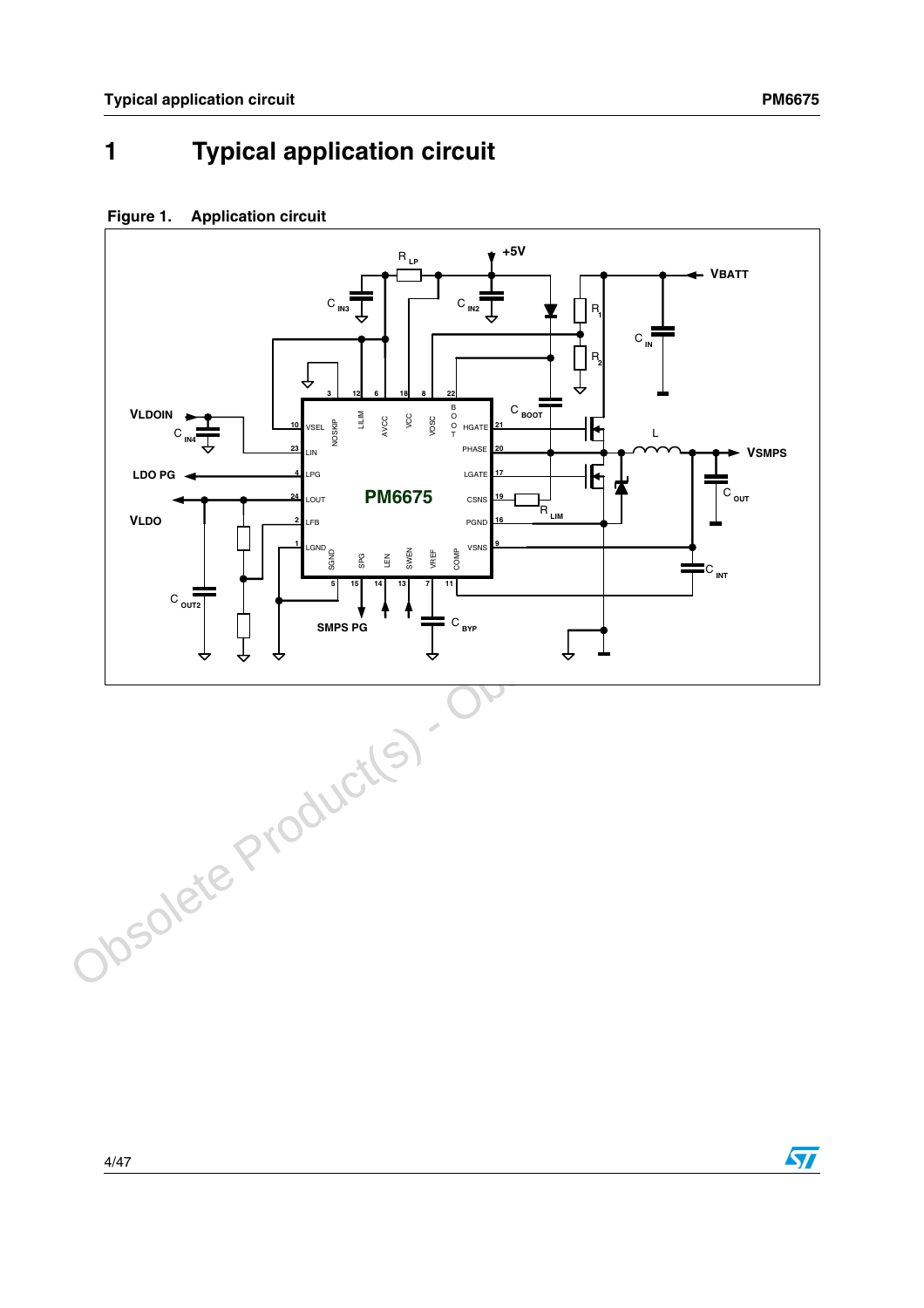# 1 Typical application circuit

Figure 1. Application circuit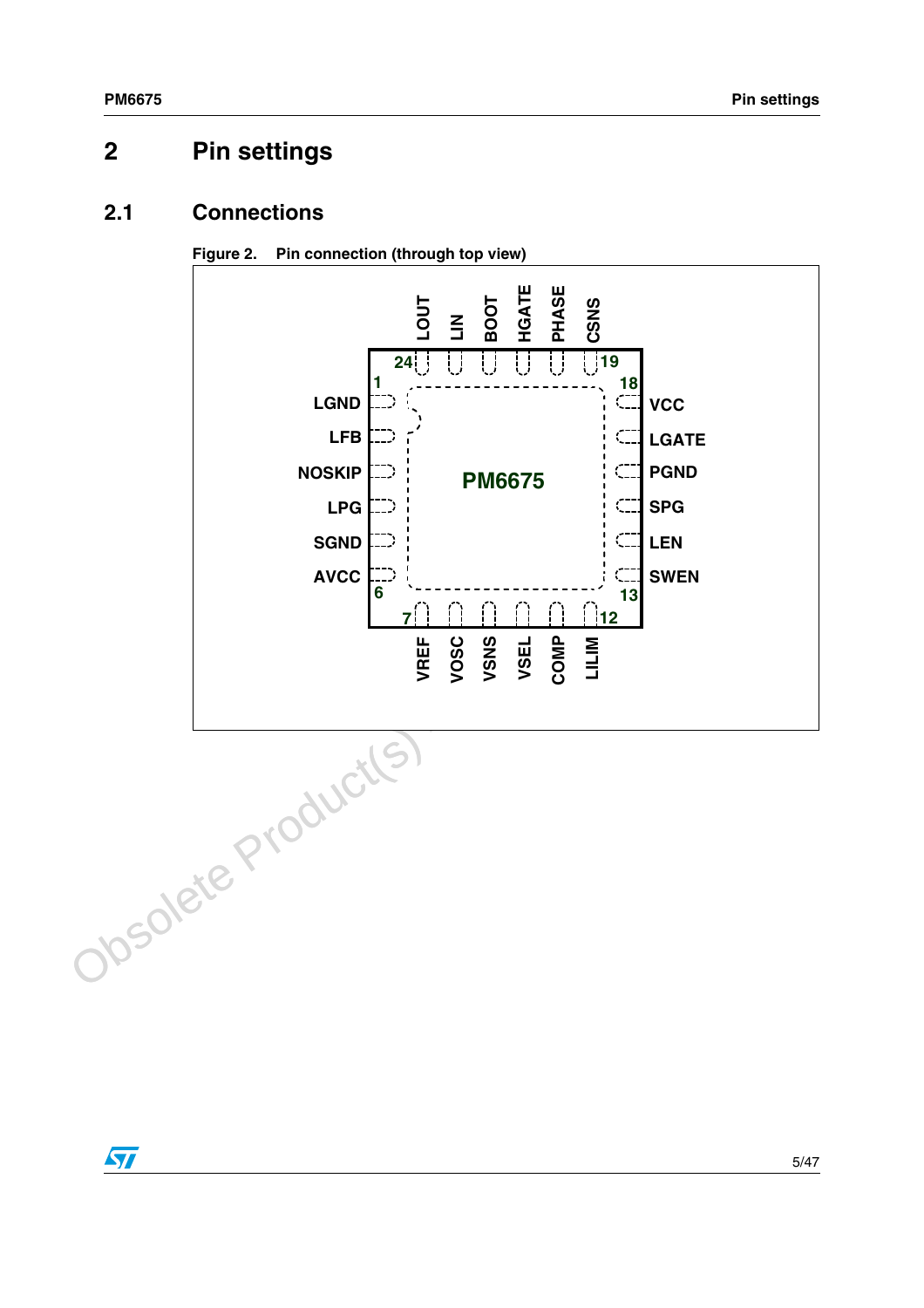## 2 Pin settings

### 2.1 Connections

**Figure 2. Pin connection (through top view)**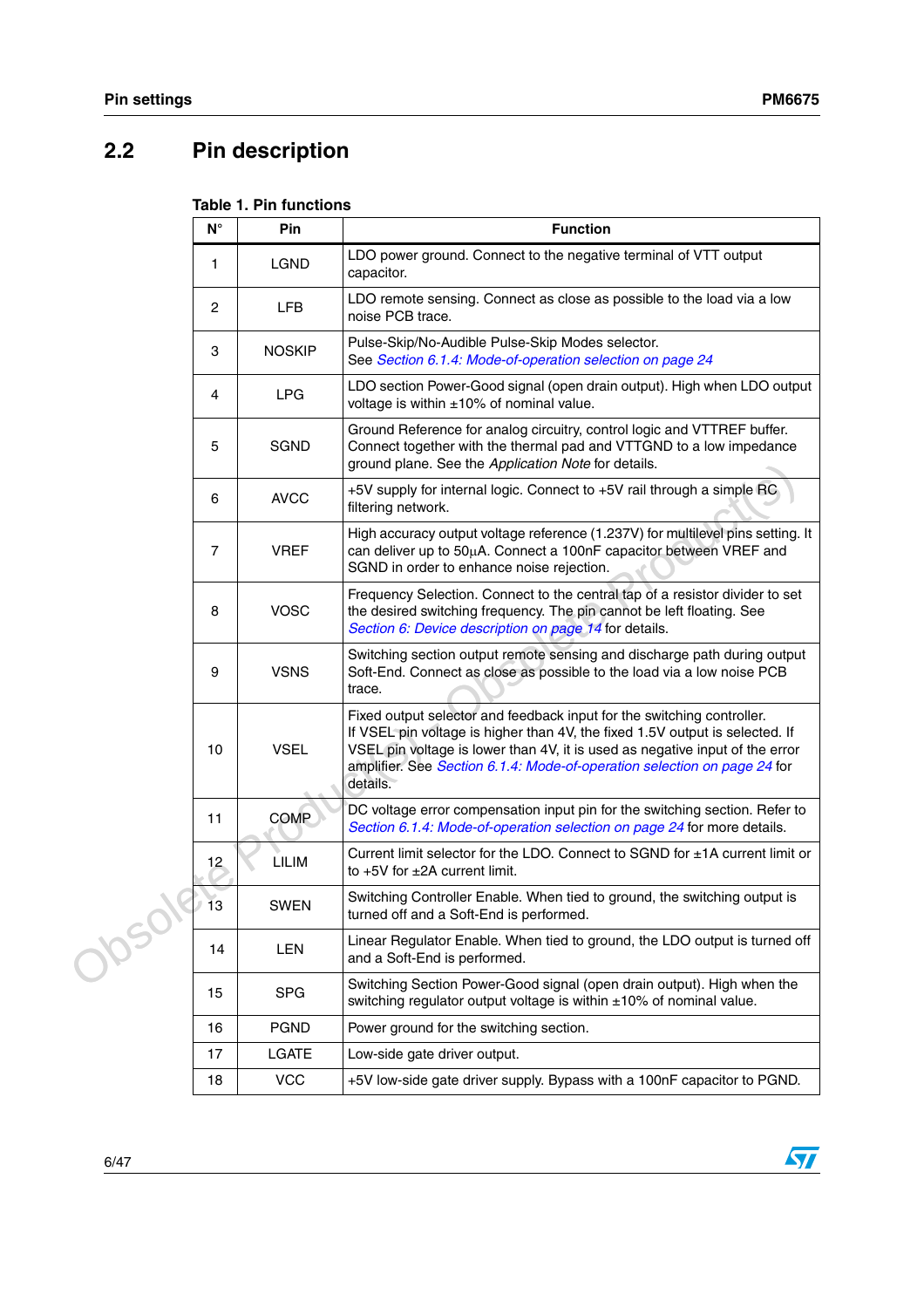## 2.2 Pin description

**Table 1. Pin functions**

| N° | Pin | Function |
|---|---|---|
| 1 | LGND | LDO power ground. Connect to the negative terminal of VTT output capacitor. |
| 2 | LFB | LDO remote sensing. Connect as close as possible to the load via a low noise PCB trace. |
| 3 | NOSKIP | Pulse-Skip/No-Audible Pulse-Skip Modes selector. See *Section 6.1.4: Mode-of-operation selection on page 24* |
| 4 | LPG | LDO section Power-Good signal (open drain output). High when LDO output voltage is within ±10% of nominal value. |
| 5 | SGND | Ground Reference for analog circuitry, control logic and VTTREF buffer. Connect together with the thermal pad and VTTGND to a low impedance ground plane. See the *Application Note* for details. |
| 6 | AVCC | +5V supply for internal logic. Connect to +5V rail through a simple RC filtering network. |
| 7 | VREF | High accuracy output voltage reference (1.237V) for multilevel pins setting. It can deliver up to 50µA. Connect a 100nF capacitor between VREF and SGND in order to enhance noise rejection. |
| 8 | VOSC | Frequency Selection. Connect to the central tap of a resistor divider to set the desired switching frequency. The pin cannot be left floating. See *Section 6: Device description on page 14* for details. |
| 9 | VSNS | Switching section output remote sensing and discharge path during output Soft-End. Connect as close as possible to the load via a low noise PCB trace. |
| 10 | VSEL | Fixed output selector and feedback input for the switching controller. If VSEL pin voltage is higher than 4V, the fixed 1.5V output is selected. If VSEL pin voltage is lower than 4V, it is used as negative input of the error amplifier. See *Section 6.1.4: Mode-of-operation selection on page 24* for details. |
| 11 | COMP | DC voltage error compensation input pin for the switching section. Refer to *Section 6.1.4: Mode-of-operation selection on page 24* for more details. |
| 12 | LILIM | Current limit selector for the LDO. Connect to SGND for ±1A current limit or to +5V for ±2A current limit. |
| 13 | SWEN | Switching Controller Enable. When tied to ground, the switching output is turned off and a Soft-End is performed. |
| 14 | LEN | Linear Regulator Enable. When tied to ground, the LDO output is turned off and a Soft-End is performed. |
| 15 | SPG | Switching Section Power-Good signal (open drain output). High when the switching regulator output voltage is within ±10% of nominal value. |
| 16 | PGND | Power ground for the switching section. |
| 17 | LGATE | Low-side gate driver output. |
| 18 | VCC | +5V low-side gate driver supply. Bypass with a 100nF capacitor to PGND. |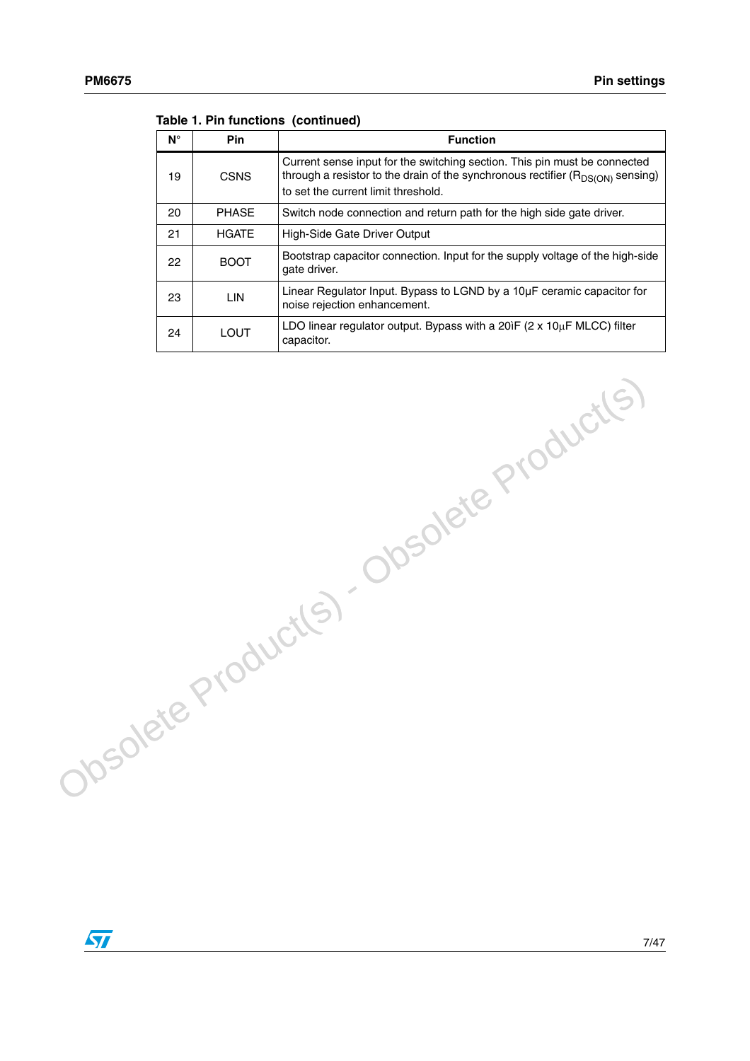Table 1. Pin functions (continued)

| N° | Pin | Function |
|---|---|---|
| 19 | CSNS | Current sense input for the switching section. This pin must be connected through a resistor to the drain of the synchronous rectifier ($R_{DS(ON)}$ sensing) to set the current limit threshold. |
| 20 | PHASE | Switch node connection and return path for the high side gate driver. |
| 21 | HGATE | High-Side Gate Driver Output |
| 22 | BOOT | Bootstrap capacitor connection. Input for the supply voltage of the high-side gate driver. |
| 23 | LIN | Linear Regulator Input. Bypass to LGND by a 10µF ceramic capacitor for noise rejection enhancement. |
| 24 | LOUT | LDO linear regulator output. Bypass with a 20ìF (2 x 10µF MLCC) filter capacitor. |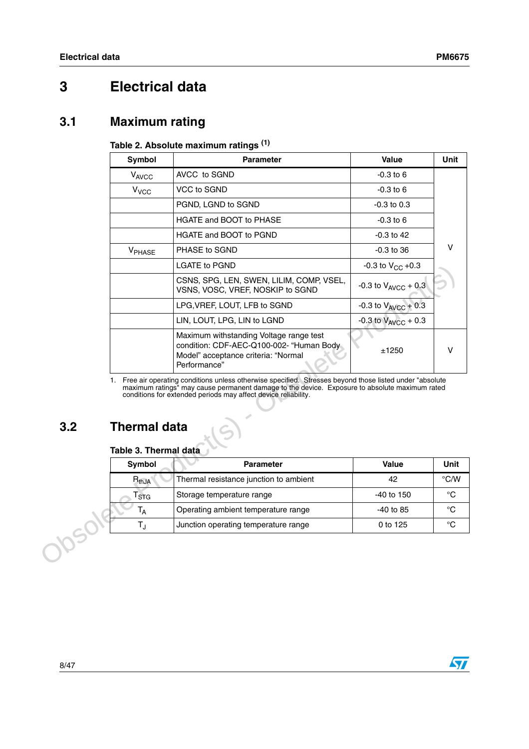# 3 Electrical data

## 3.1 Maximum rating

**Table 2. Absolute maximum ratings [1]**

| Symbol | Parameter | Value | Unit |
|---|---|---|---|
| $V_{AVCC}$ | AVCC to SGND | -0.3 to 6 | V |
| $V_{VCC}$ | VCC to SGND | -0.3 to 6 | V |
| | PGND, LGND to SGND | -0.3 to 0.3 | V |
| | HGATE and BOOT to PHASE | -0.3 to 6 | V |
| | HGATE and BOOT to PGND | -0.3 to 42 | V |
| $V_{PHASE}$ | PHASE to SGND | -0.3 to 36 | V |
| | LGATE to PGND | -0.3 to $V_{CC}$ +0.3 | V |
| | CSNS, SPG, LEN, SWEN, LILIM, COMP, VSEL, VSNS, VOSC, VREF, NOSKIP to SGND | -0.3 to $V_{AVCC}$ + 0.3 | V |
| | LPG,VREF, LOUT, LFB to SGND | -0.3 to $V_{AVCC}$ + 0.3 | V |
| | LIN, LOUT, LPG, LIN to LGND | -0.3 to $V_{AVCC}$ + 0.3 | V |
| | Maximum withstanding Voltage range test condition: CDF-AEC-Q100-002- “Human Body Model” acceptance criteria: “Normal Performance” | ±1250 | V |

1. Free air operating conditions unless otherwise specified. Stresses beyond those listed under "absolute maximum ratings" may cause permanent damage to the device. Exposure to absolute maximum rated conditions for extended periods may affect device reliability.

## 3.2 Thermal data

**Table 3. Thermal data**

| Symbol | Parameter | Value | Unit |
|---|---|---|---|
| $R_{thJA}$ | Thermal resistance junction to ambient | 42 | °C/W |
| $T_{STG}$ | Storage temperature range | -40 to 150 | °C |
| $T_A$ | Operating ambient temperature range | -40 to 85 | °C |
| $T_J$ | Junction operating temperature range | 0 to 125 | °C |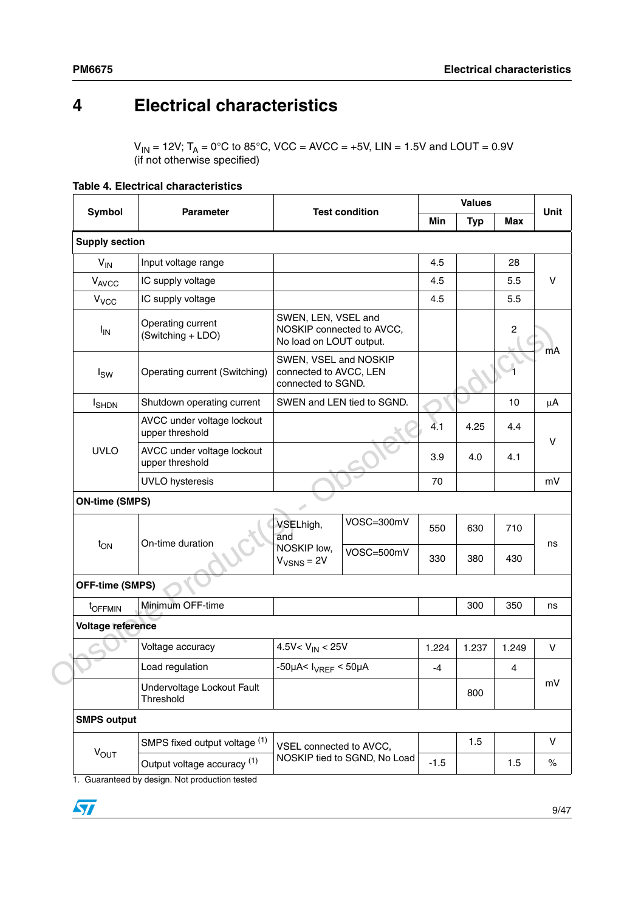# 4 Electrical characteristics

$V_{IN}$ = 12V; $T_A$ = 0°C to 85°C, VCC = AVCC = +5V, LIN = 1.5V and LOUT = 0.9V (if not otherwise specified)

**Table 4. Electrical characteristics**

| Symbol | Parameter | Test condition | | Values | | | Unit |
|---|---|---|---|---|---|---|---|
| | | | | Min | Typ | Max | |
| **Supply section** | | | | | | | |
| $V_{IN}$ | Input voltage range | | | 4.5 | | 28 | V |
| $V_{AVCC}$ | IC supply voltage | | | 4.5 | | 5.5 | V |
| $V_{VCC}$ | IC supply voltage | | | 4.5 | | 5.5 | V |
| $I_{IN}$ | Operating current (Switching + LDO) | SWEN, LEN, VSEL and NOSKIP connected to AVCC, No load on LOUT output. | | | | 2 | mA |
| $I_{SW}$ | Operating current (Switching) | SWEN, VSEL and NOSKIP connected to AVCC, LEN connected to SGND. | | | | 1 | mA |
| $I_{SHDN}$ | Shutdown operating current | SWEN and LEN tied to SGND. | | | | 10 | µA |
| UVLO | AVCC under voltage lockout upper threshold | | | 4.1 | 4.25 | 4.4 | V |
| | AVCC under voltage lockout upper threshold | | | 3.9 | 4.0 | 4.1 | V |
| | UVLO hysteresis | | | 70 | | | mV |
| **ON-time (SMPS)** | | | | | | | |
| $t_{ON}$ | On-time duration | VSELhigh, and NOSKIP low, $V_{VSNS}$ = 2V | VOSC=300mV | 550 | 630 | 710 | ns |
| | | | VOSC=500mV | 330 | 380 | 430 | ns |
| **OFF-time (SMPS)** | | | | | | | |
| $t_{OFFMIN}$ | Minimum OFF-time | | | | 300 | 350 | ns |
| **Voltage reference** | | | | | | | |
| | Voltage accuracy | 4.5V< $V_{IN}$ < 25V | | 1.224 | 1.237 | 1.249 | V |
| | Load regulation | -50µA< $I_{VREF}$ < 50µA | | -4 | | 4 | mV |
| | Undervoltage Lockout Fault Threshold | | | | 800 | | mV |
| **SMPS output** | | | | | | | |
| $V_{OUT}$ | SMPS fixed output voltage (1) | VSEL connected to AVCC, NOSKIP tied to SGND, No Load | | | 1.5 | | V |
| | Output voltage accuracy (1) | VSEL connected to AVCC, NOSKIP tied to SGND, No Load | | -1.5 | | 1.5 | % |

1. Guaranteed by design. Not production tested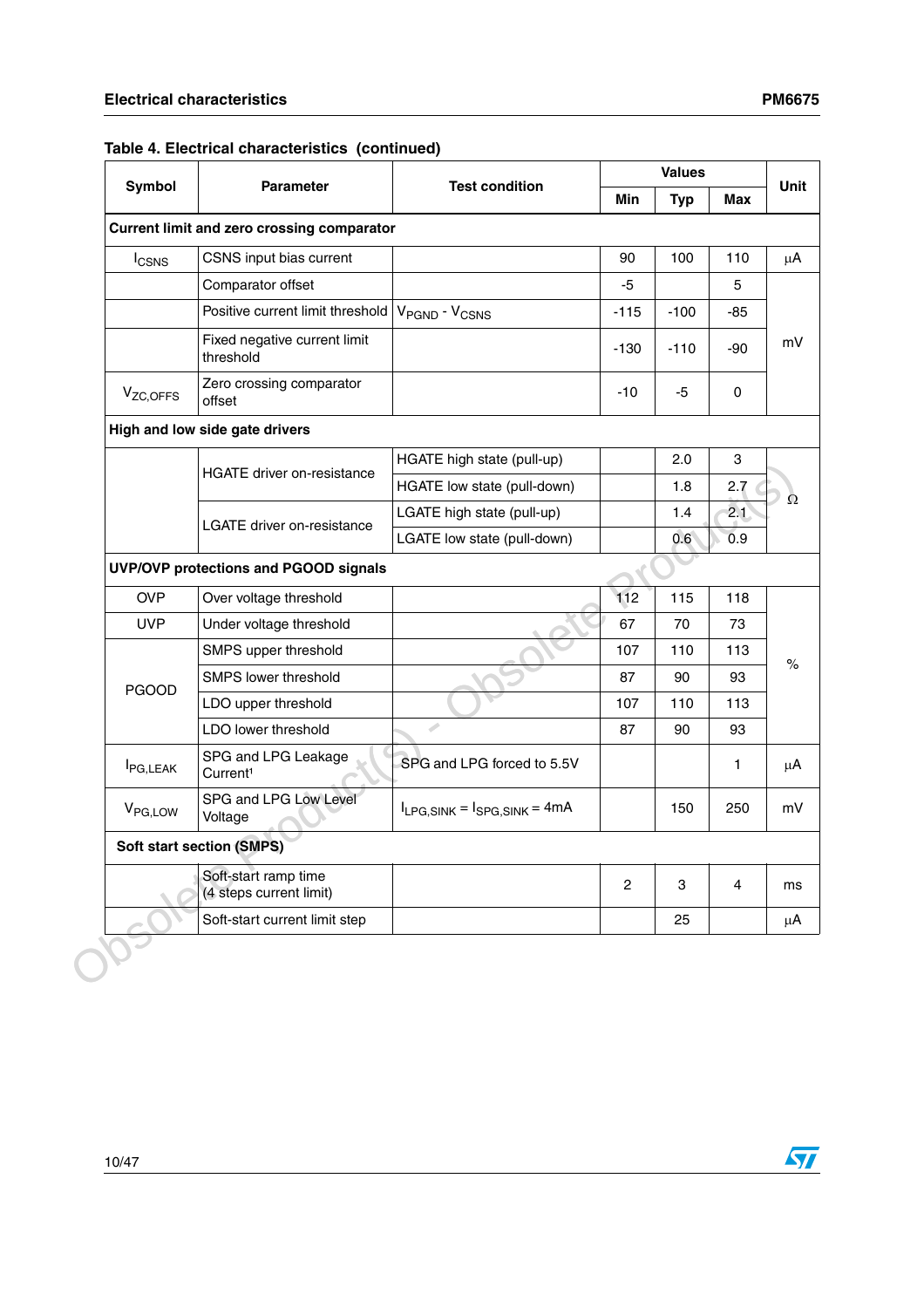**Table 4. Electrical characteristics (continued)**

| Symbol | Parameter | Test condition | Values | | | Unit |
|---|---|---|---|---|---|---|
| | | | Min | Typ | Max | |
| **Current limit and zero crossing comparator** | | | | | | |
| $I_{CSNS}$ | CSNS input bias current | | 90 | 100 | 110 | µA |
| | Comparator offset | | -5 | | 5 | mV |
| | Positive current limit threshold | $V_{PGND}$ - $V_{CSNS}$ | -115 | -100 | -85 | mV |
| | Fixed negative current limit threshold | | -130 | -110 | -90 | mV |
| $V_{ZC,OFFS}$ | Zero crossing comparator offset | | -10 | -5 | 0 | mV |
| **High and low side gate drivers** | | | | | | |
| | HGATE driver on-resistance | HGATE high state (pull-up) | | 2.0 | 3 | Ω |
| | | HGATE low state (pull-down) | | 1.8 | 2.7 | Ω |
| | LGATE driver on-resistance | LGATE high state (pull-up) | | 1.4 | 2.1 | Ω |
| | | LGATE low state (pull-down) | | 0.6 | 0.9 | Ω |
| **UVP/OVP protections and PGOOD signals** | | | | | | |
| OVP | Over voltage threshold | | 112 | 115 | 118 | % |
| UVP | Under voltage threshold | | 67 | 70 | 73 | % |
| PGOOD | SMPS upper threshold | | 107 | 110 | 113 | % |
| | SMPS lower threshold | | 87 | 90 | 93 | % |
| | LDO upper threshold | | 107 | 110 | 113 | % |
| | LDO lower threshold | | 87 | 90 | 93 | % |
| $I_{PG,LEAK}$ | SPG and LPG Leakage Current[1] | SPG and LPG forced to 5.5V | | | 1 | µA |
| $V_{PG,LOW}$ | SPG and LPG Low Level Voltage | $I_{LPG,SINK} = I_{SPG,SINK} = 4mA$ | | 150 | 250 | mV |
| **Soft start section (SMPS)** | | | | | | |
| | Soft-start ramp time (4 steps current limit) | | 2 | 3 | 4 | ms |
| | Soft-start current limit step | | | 25 | | µA |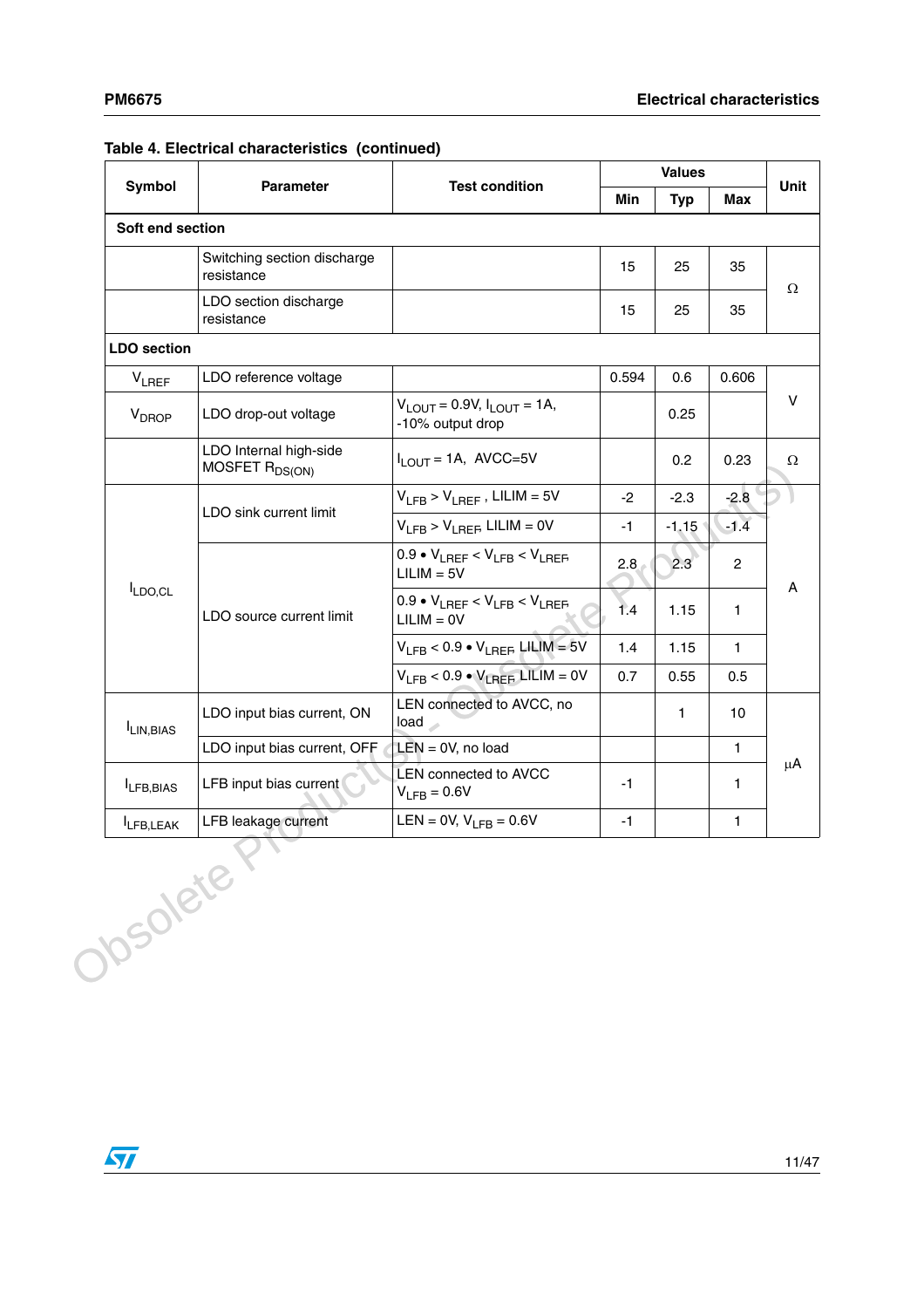**Table 4. Electrical characteristics (continued)**

| Symbol | Parameter | Test condition | Values | | | Unit |
|---|---|---|---|---|---|---|
| | | | Min | Typ | Max | |
| **Soft end section** | | | | | | |
| | Switching section discharge resistance | | 15 | 25 | 35 | Ω |
| | LDO section discharge resistance | | 15 | 25 | 35 | Ω |
| **LDO section** | | | | | | |
| $V_{LREF}$ | LDO reference voltage | | 0.594 | 0.6 | 0.606 | V |
| $V_{DROP}$ | LDO drop-out voltage | $V_{LOUT}$ = 0.9V, $I_{LOUT}$ = 1A, -10% output drop | | 0.25 | | V |
| | LDO Internal high-side MOSFET $R_{DS(ON)}$ | $I_{LOUT}$ = 1A, AVCC=5V | | 0.2 | 0.23 | Ω |
| $I_{LDO,CL}$ | LDO sink current limit | $V_{LFB} > V_{LREF}$ , LILIM = 5V | -2 | -2.3 | -2.8 | A |
| | | $V_{LFB} > V_{LREF}$, LILIM = 0V | -1 | -1.15 | -1.4 | A |
| | LDO source current limit | $0.9 \bullet V_{LREF} < V_{LFB} < V_{LREF}$, LILIM = 5V | 2.8 | 2.3 | 2 | A |
| | | $0.9 \bullet V_{LREF} < V_{LFB} < V_{LREF}$, LILIM = 0V | 1.4 | 1.15 | 1 | A |
| | | $V_{LFB} < 0.9 \bullet V_{LREF}$, LILIM = 5V | 1.4 | 1.15 | 1 | A |
| | | $V_{LFB} < 0.9 \bullet V_{LREF}$, LILIM = 0V | 0.7 | 0.55 | 0.5 | A |
| $I_{LIN,BIAS}$ | LDO input bias current, ON | LEN connected to AVCC, no load | | 1 | 10 | µA |
| | LDO input bias current, OFF | LEN = 0V, no load | | | 1 | µA |
| $I_{LFB,BIAS}$ | LFB input bias current | LEN connected to AVCC $V_{LFB}$ = 0.6V | -1 | | 1 | µA |
| $I_{LFB,LEAK}$ | LFB leakage current | LEN = 0V, $V_{LFB}$ = 0.6V | -1 | | 1 | µA |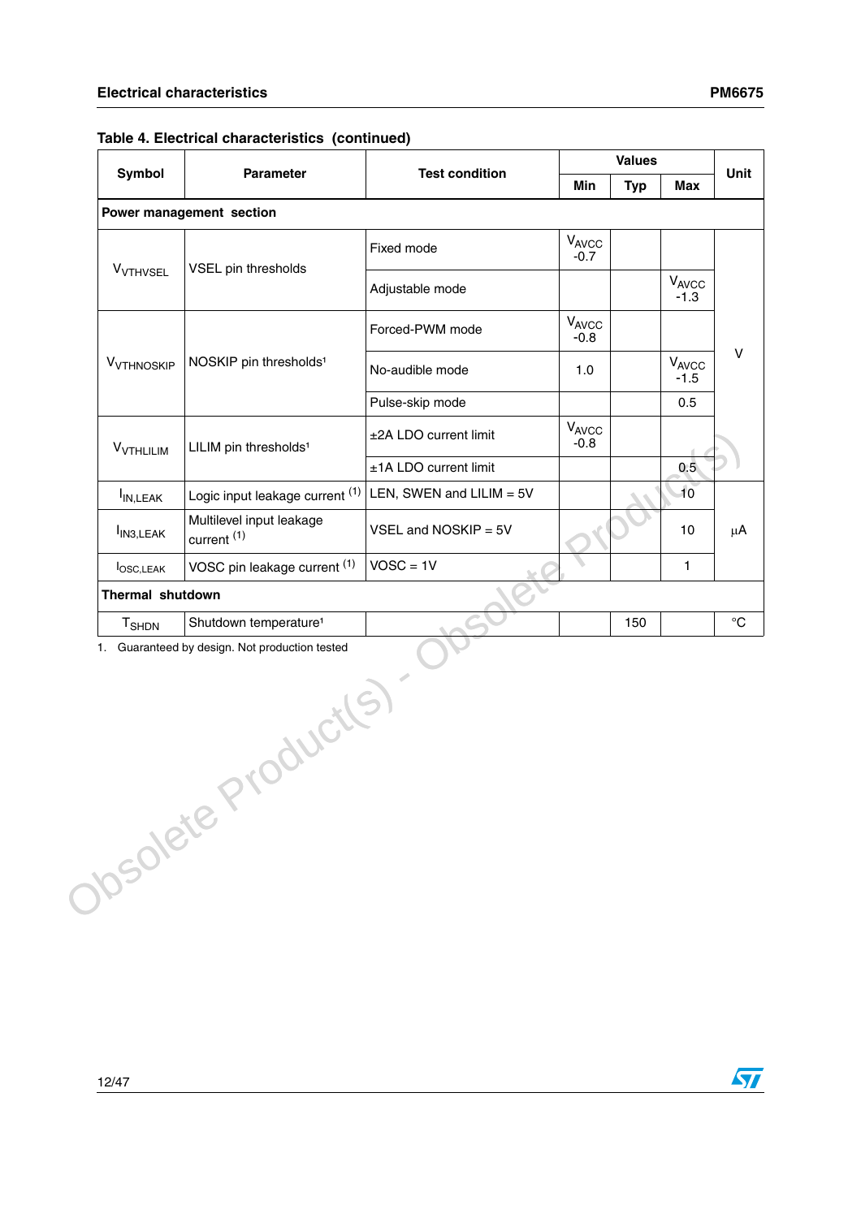**Table 4. Electrical characteristics (continued)**

| Symbol | Parameter | Test condition | Values | | | Unit |
|---|---|---|---|---|---|---|
| | | | Min | Typ | Max | |
| **Power management section** | | | | | | |
| $V_{VTHVSEL}$ | VSEL pin thresholds | Fixed mode | $V_{AVCC}$ -0.7 | | | V |
| | | Adjustable mode | | | $V_{AVCC}$ -1.3 | V |
| $V_{VTHNOSKIP}$ | NOSKIP pin thresholds[1] | Forced-PWM mode | $V_{AVCC}$ -0.8 | | | V |
| | | No-audible mode | 1.0 | | $V_{AVCC}$ -1.5 | V |
| | | Pulse-skip mode | | | 0.5 | V |
| $V_{VTHLILIM}$ | LILIM pin thresholds[1] | ±2A LDO current limit | $V_{AVCC}$ -0.8 | | | V |
| | | ±1A LDO current limit | | | 0.5 | V |
| $I_{IN,LEAK}$ | Logic input leakage current [(1)] | LEN, SWEN and LILIM = 5V | | | 10 | µA |
| $I_{IN3,LEAK}$ | Multilevel input leakage current [(1)] | VSEL and NOSKIP = 5V | | | 10 | µA |
| $I_{OSC,LEAK}$ | VOSC pin leakage current [(1)] | VOSC = 1V | | | 1 | µA |
| **Thermal shutdown** | | | | | | |
| $T_{SHDN}$ | Shutdown temperature[1] | | | 150 | | °C |

1. Guaranteed by design. Not production tested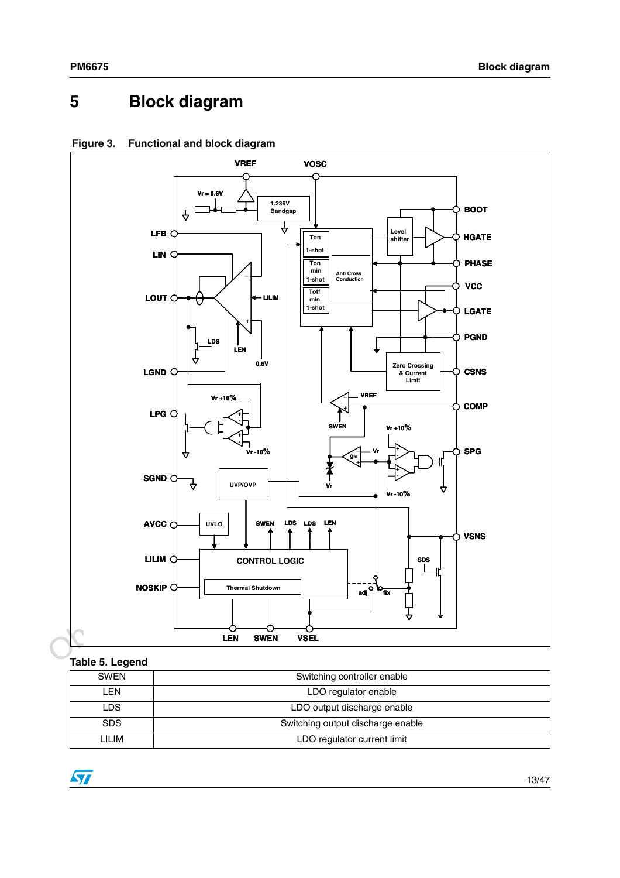# 5 Block diagram

**Figure 3. Functional and block diagram**

**Table 5. Legend**

| | |
|---|---|
| SWEN | Switching controller enable |
| LEN | LDO regulator enable |
| LDS | LDO output discharge enable |
| SDS | Switching output discharge enable |
| LILIM | LDO regulator current limit |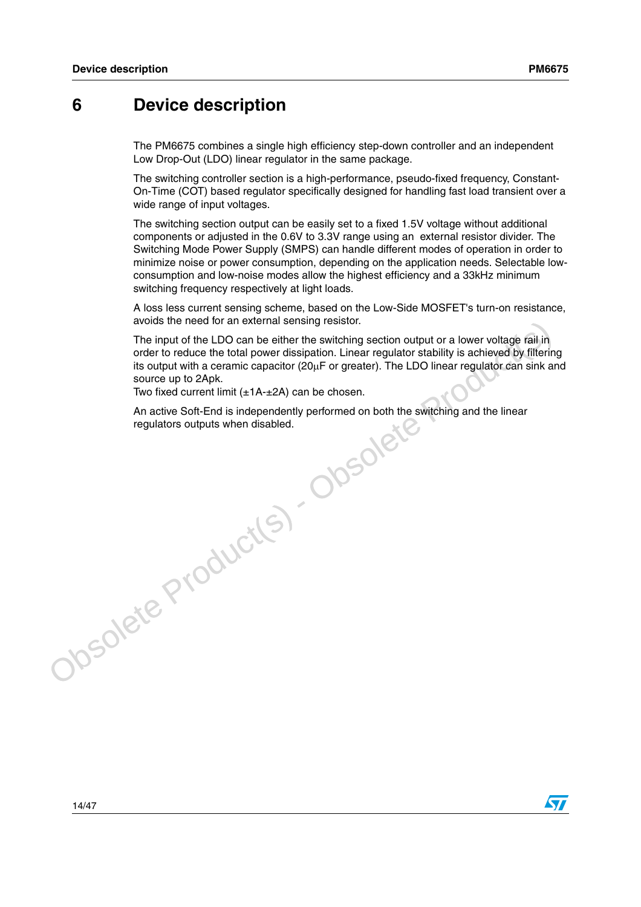# 6 Device description

The PM6675 combines a single high efficiency step-down controller and an independent Low Drop-Out (LDO) linear regulator in the same package.

The switching controller section is a high-performance, pseudo-fixed frequency, Constant-On-Time (COT) based regulator specifically designed for handling fast load transient over a wide range of input voltages.

The switching section output can be easily set to a fixed 1.5V voltage without additional components or adjusted in the 0.6V to 3.3V range using an external resistor divider. The Switching Mode Power Supply (SMPS) can handle different modes of operation in order to minimize noise or power consumption, depending on the application needs. Selectable low-consumption and low-noise modes allow the highest efficiency and a 33kHz minimum switching frequency respectively at light loads.

A loss less current sensing scheme, based on the Low-Side MOSFET's turn-on resistance, avoids the need for an external sensing resistor.

The input of the LDO can be either the switching section output or a lower voltage rail in order to reduce the total power dissipation. Linear regulator stability is achieved by filtering its output with a ceramic capacitor (20µF or greater). The LDO linear regulator can sink and source up to 2Apk.
Two fixed current limit (±1A-±2A) can be chosen.

An active Soft-End is independently performed on both the switching and the linear regulators outputs when disabled.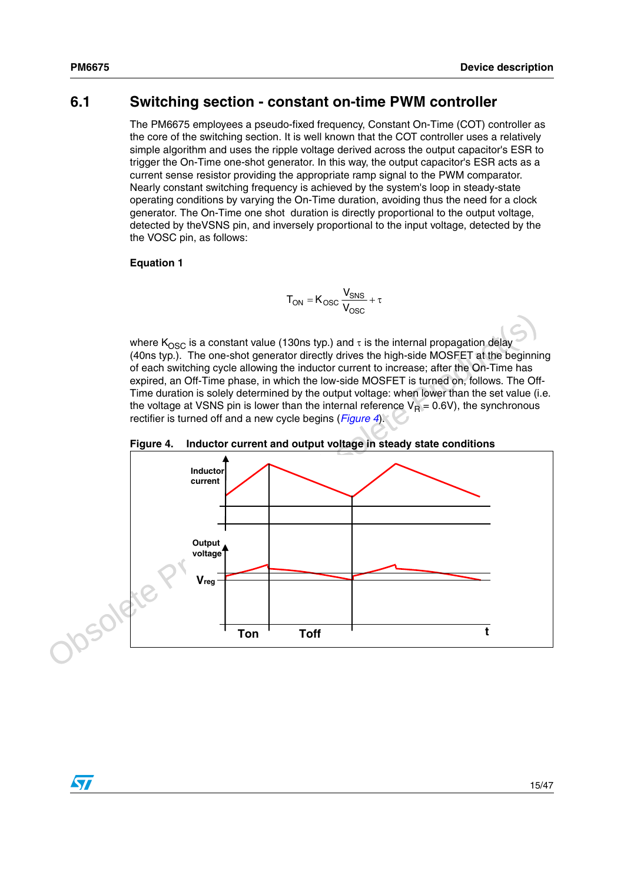## 6.1 Switching section - constant on-time PWM controller

The PM6675 employees a pseudo-fixed frequency, Constant On-Time (COT) controller as the core of the switching section. It is well known that the COT controller uses a relatively simple algorithm and uses the ripple voltage derived across the output capacitor's ESR to trigger the On-Time one-shot generator. In this way, the output capacitor's ESR acts as a current sense resistor providing the appropriate ramp signal to the PWM comparator. Nearly constant switching frequency is achieved by the system's loop in steady-state operating conditions by varying the On-Time duration, avoiding thus the need for a clock generator. The On-Time one shot duration is directly proportional to the output voltage, detected by theVSNS pin, and inversely proportional to the input voltage, detected by the the VOSC pin, as follows:

**Equation 1**

$$T_{ON} = K_{OSC}\frac{V_{SNS}}{V_{OSC}} + \tau$$

where $K_{OSC}$ is a constant value (130ns typ.) and $\tau$ is the internal propagation delay (40ns typ.). The one-shot generator directly drives the high-side MOSFET at the beginning of each switching cycle allowing the inductor current to increase; after the On-Time has expired, an Off-Time phase, in which the low-side MOSFET is turned on, follows. The Off-Time duration is solely determined by the output voltage: when lower than the set value (i.e. the voltage at VSNS pin is lower than the internal reference $V_R$ = 0.6V), the synchronous rectifier is turned off and a new cycle begins (*Figure 4*).

**Figure 4. Inductor current and output voltage in steady state conditions**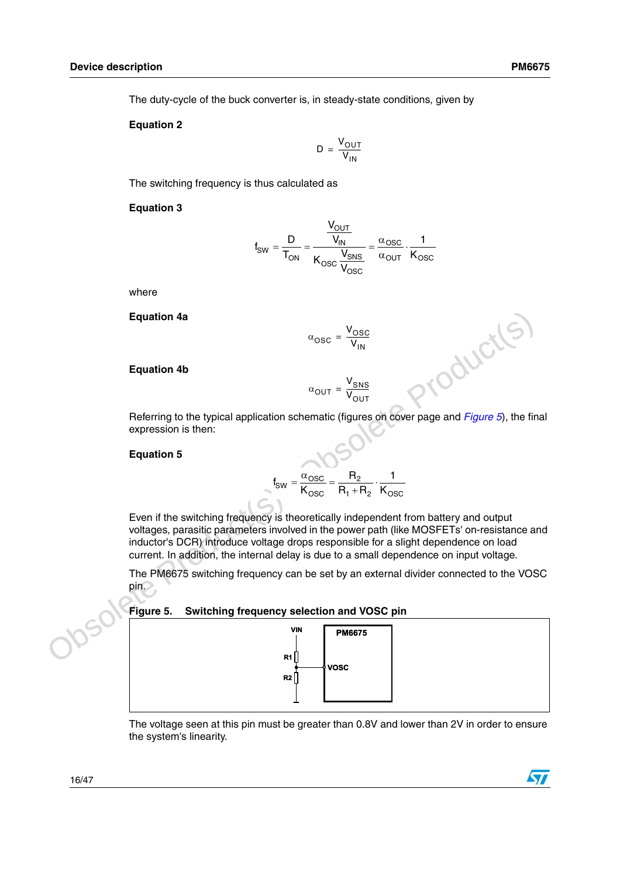The duty-cycle of the buck converter is, in steady-state conditions, given by

**Equation 2**

$$D = \frac{V_{OUT}}{V_{IN}}$$

The switching frequency is thus calculated as

**Equation 3**

$$f_{SW} = \frac{D}{T_{ON}} = \frac{\frac{V_{OUT}}{V_{IN}}}{K_{OSC}\frac{V_{SNS}}{V_{OSC}}} = \frac{\alpha_{OSC}}{\alpha_{OUT}} \cdot \frac{1}{K_{OSC}}$$

where

**Equation 4a**

$$\alpha_{OSC} = \frac{V_{OSC}}{V_{IN}}$$

**Equation 4b**

$$\alpha_{OUT} = \frac{V_{SNS}}{V_{OUT}}$$

Referring to the typical application schematic (figures on cover page and *Figure 5*), the final expression is then:

**Equation 5**

$$f_{SW} = \frac{\alpha_{OSC}}{K_{OSC}} = \frac{R_2}{R_1 + R_2} \cdot \frac{1}{K_{OSC}}$$

Even if the switching frequency is theoretically independent from battery and output voltages, parasitic parameters involved in the power path (like MOSFETs' on-resistance and inductor's DCR) introduce voltage drops responsible for a slight dependence on load current. In addition, the internal delay is due to a small dependence on input voltage.

The PM6675 switching frequency can be set by an external divider connected to the VOSC pin.

**Figure 5. Switching frequency selection and VOSC pin**

The voltage seen at this pin must be greater than 0.8V and lower than 2V in order to ensure the system's linearity.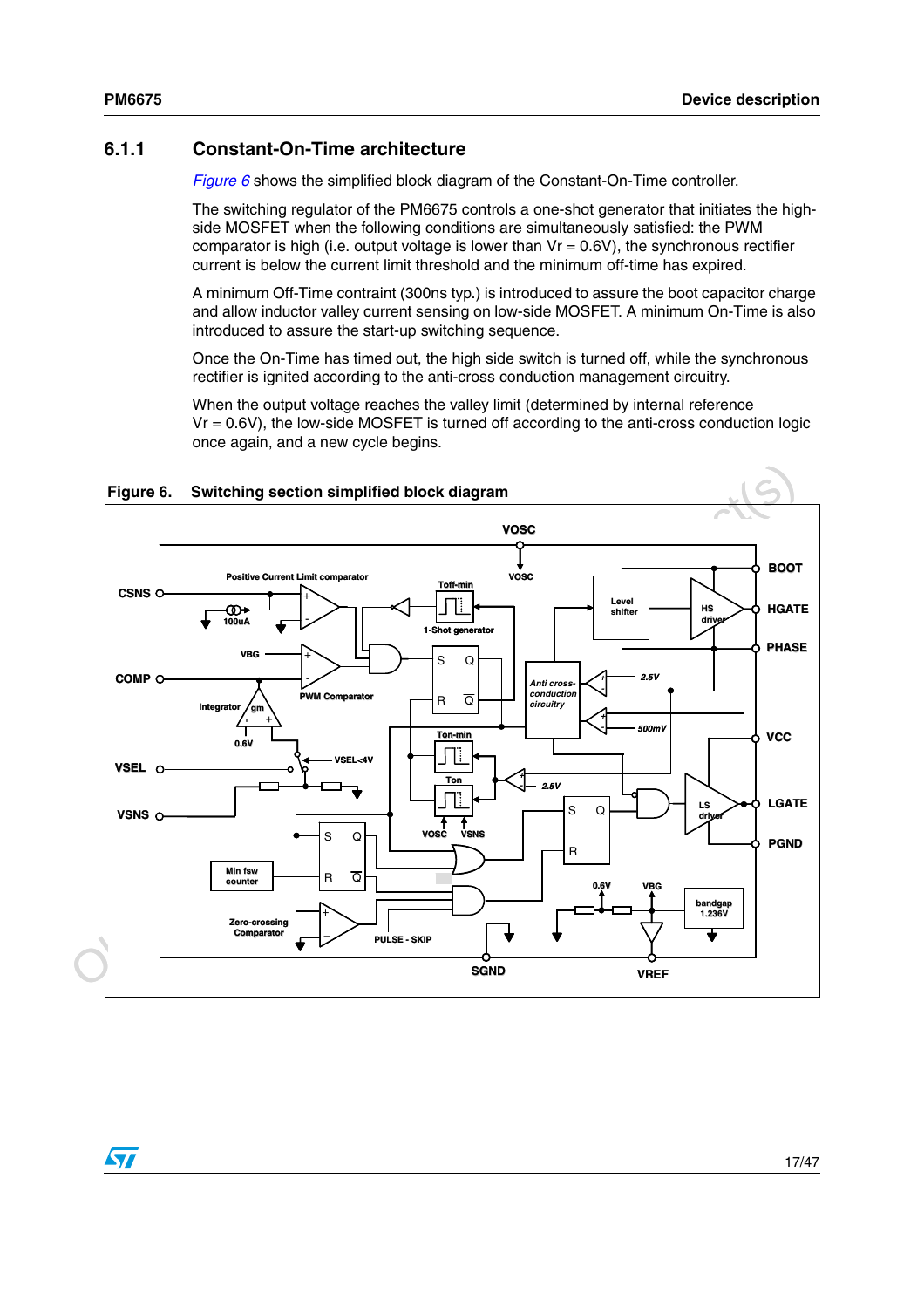### 6.1.1 Constant-On-Time architecture

*Figure 6* shows the simplified block diagram of the Constant-On-Time controller.

The switching regulator of the PM6675 controls a one-shot generator that initiates the high-side MOSFET when the following conditions are simultaneously satisfied: the PWM comparator is high (i.e. output voltage is lower than Vr = 0.6V), the synchronous rectifier current is below the current limit threshold and the minimum off-time has expired.

A minimum Off-Time contraint (300ns typ.) is introduced to assure the boot capacitor charge and allow inductor valley current sensing on low-side MOSFET. A minimum On-Time is also introduced to assure the start-up switching sequence.

Once the On-Time has timed out, the high side switch is turned off, while the synchronous rectifier is ignited according to the anti-cross conduction management circuitry.

When the output voltage reaches the valley limit (determined by internal reference Vr = 0.6V), the low-side MOSFET is turned off according to the anti-cross conduction logic once again, and a new cycle begins.

**Figure 6. Switching section simplified block diagram**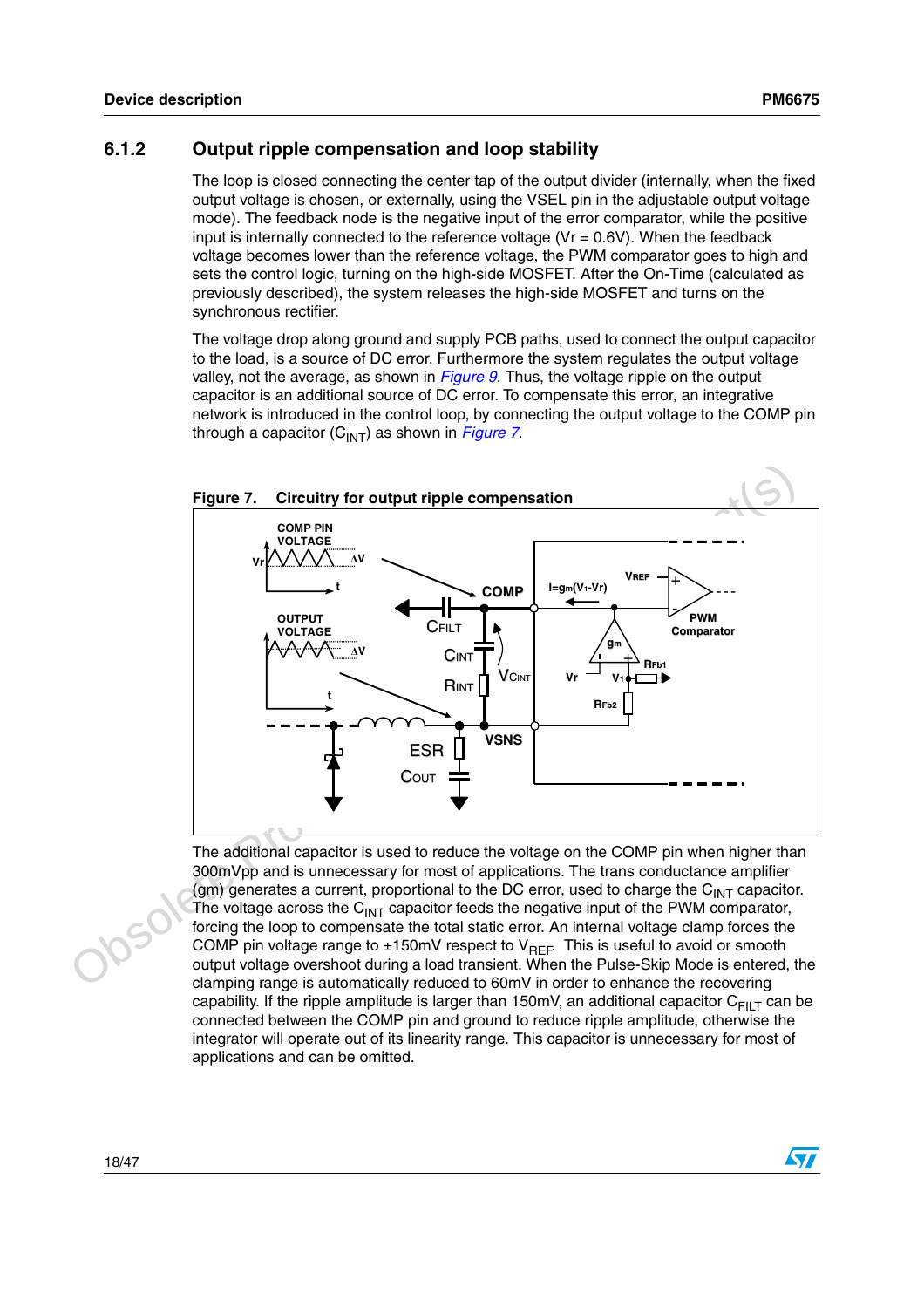### 6.1.2 Output ripple compensation and loop stability

The loop is closed connecting the center tap of the output divider (internally, when the fixed output voltage is chosen, or externally, using the VSEL pin in the adjustable output voltage mode). The feedback node is the negative input of the error comparator, while the positive input is internally connected to the reference voltage (Vr = 0.6V). When the feedback voltage becomes lower than the reference voltage, the PWM comparator goes to high and sets the control logic, turning on the high-side MOSFET. After the On-Time (calculated as previously described), the system releases the high-side MOSFET and turns on the synchronous rectifier.

The voltage drop along ground and supply PCB paths, used to connect the output capacitor to the load, is a source of DC error. Furthermore the system regulates the output voltage valley, not the average, as shown in *Figure 9*. Thus, the voltage ripple on the output capacitor is an additional source of DC error. To compensate this error, an integrative network is introduced in the control loop, by connecting the output voltage to the COMP pin through a capacitor ($C_{INT}$) as shown in *Figure 7*.

**Figure 7. Circuitry for output ripple compensation**

The additional capacitor is used to reduce the voltage on the COMP pin when higher than 300mVpp and is unnecessary for most of applications. The trans conductance amplifier (gm) generates a current, proportional to the DC error, used to charge the $C_{INT}$ capacitor. The voltage across the $C_{INT}$ capacitor feeds the negative input of the PWM comparator, forcing the loop to compensate the total static error. An internal voltage clamp forces the COMP pin voltage range to ±150mV respect to $V_{REF}$. This is useful to avoid or smooth output voltage overshoot during a load transient. When the Pulse-Skip Mode is entered, the clamping range is automatically reduced to 60mV in order to enhance the recovering capability. If the ripple amplitude is larger than 150mV, an additional capacitor $C_{FILT}$ can be connected between the COMP pin and ground to reduce ripple amplitude, otherwise the integrator will operate out of its linearity range. This capacitor is unnecessary for most of applications and can be omitted.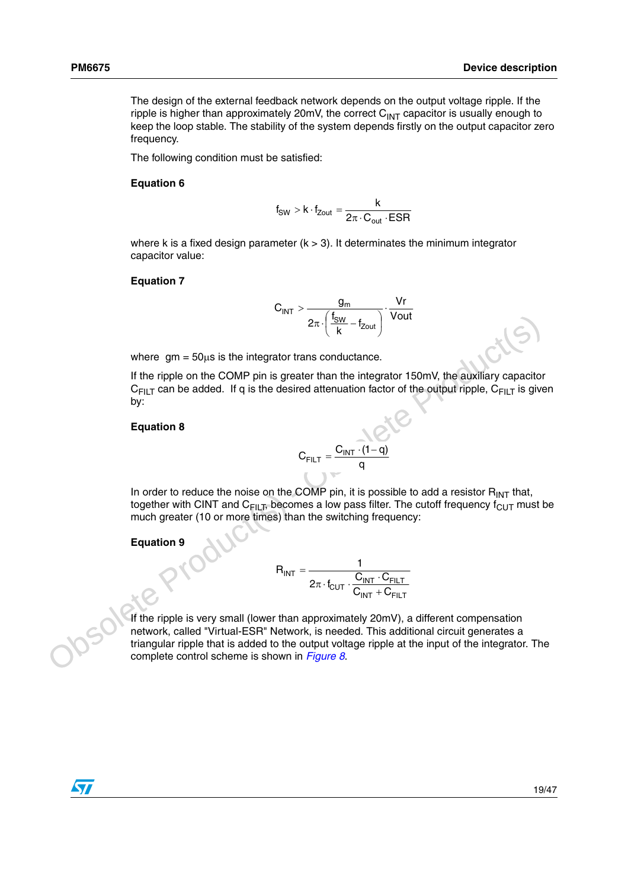The design of the external feedback network depends on the output voltage ripple. If the ripple is higher than approximately 20mV, the correct $C_{INT}$ capacitor is usually enough to keep the loop stable. The stability of the system depends firstly on the output capacitor zero frequency.

The following condition must be satisfied:

**Equation 6**

$$f_{SW} > k \cdot f_{Zout} = \frac{k}{2\pi \cdot C_{out} \cdot ESR}$$

where k is a fixed design parameter (k > 3). It determinates the minimum integrator capacitor value:

**Equation 7**

$$C_{INT} > \frac{g_m}{2\pi \cdot \left( \frac{f_{SW}}{k} - f_{Zout} \right)} \cdot \frac{Vr}{Vout}$$

where gm = 50µs is the integrator trans conductance.

If the ripple on the COMP pin is greater than the integrator 150mV, the auxiliary capacitor $C_{FILT}$ can be added. If q is the desired attenuation factor of the output ripple, $C_{FILT}$ is given by:

**Equation 8**

$$C_{FILT} = \frac{C_{INT} \cdot (1 - q)}{q}$$

In order to reduce the noise on the COMP pin, it is possible to add a resistor $R_{INT}$ that, together with CINT and $C_{FILT}$, becomes a low pass filter. The cutoff frequency $f_{CUT}$ must be much greater (10 or more times) than the switching frequency:

**Equation 9**

$$R_{INT} = \frac{1}{2\pi \cdot f_{CUT} \cdot \frac{C_{INT} \cdot C_{FILT}}{C_{INT} + C_{FILT}}}$$

If the ripple is very small (lower than approximately 20mV), a different compensation network, called "Virtual-ESR" Network, is needed. This additional circuit generates a triangular ripple that is added to the output voltage ripple at the input of the integrator. The complete control scheme is shown in *Figure 8*.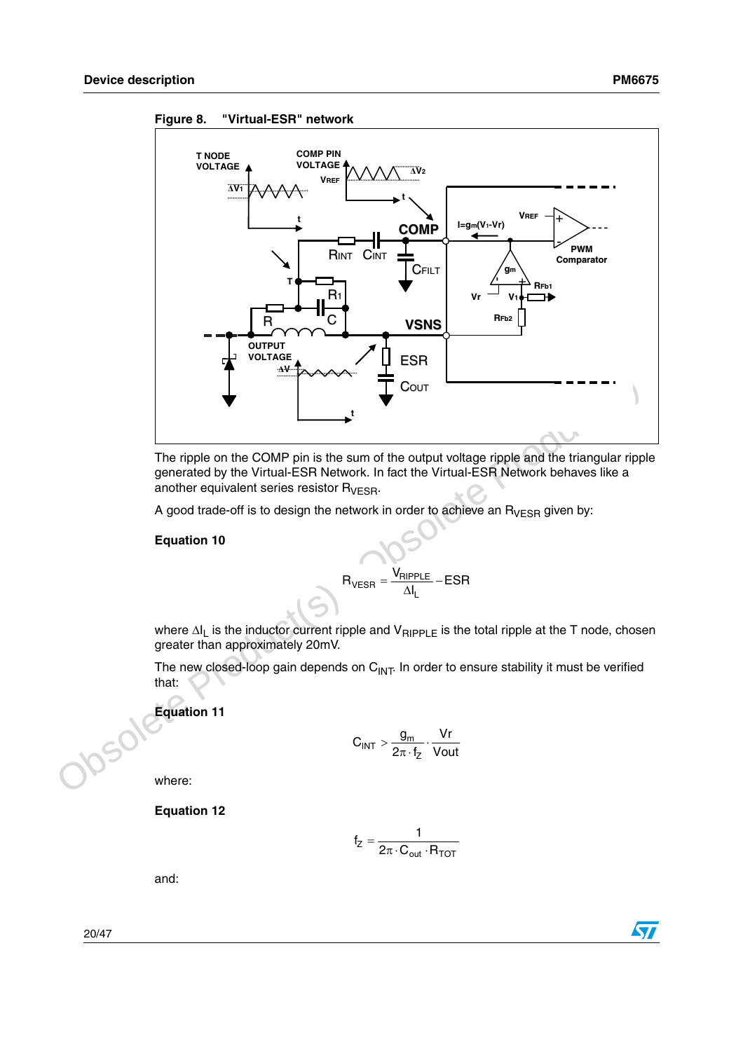**Figure 8. "Virtual-ESR" network**

The ripple on the COMP pin is the sum of the output voltage ripple and the triangular ripple generated by the Virtual-ESR Network. In fact the Virtual-ESR Network behaves like a another equivalent series resistor $R_{VESR}$.

A good trade-off is to design the network in order to achieve an $R_{VESR}$ given by:

**Equation 10**

$$R_{VESR} = \frac{V_{RIPPLE}}{\Delta I_L} - ESR$$

where $\Delta I_L$ is the inductor current ripple and $V_{RIPPLE}$ is the total ripple at the T node, chosen greater than approximately 20mV.

The new closed-loop gain depends on $C_{INT}$. In order to ensure stability it must be verified that:

**Equation 11**

$$C_{INT} > \frac{g_m}{2\pi \cdot f_Z} \cdot \frac{Vr}{Vout}$$

where:

**Equation 12**

$$f_Z = \frac{1}{2\pi \cdot C_{out} \cdot R_{TOT}}$$

and: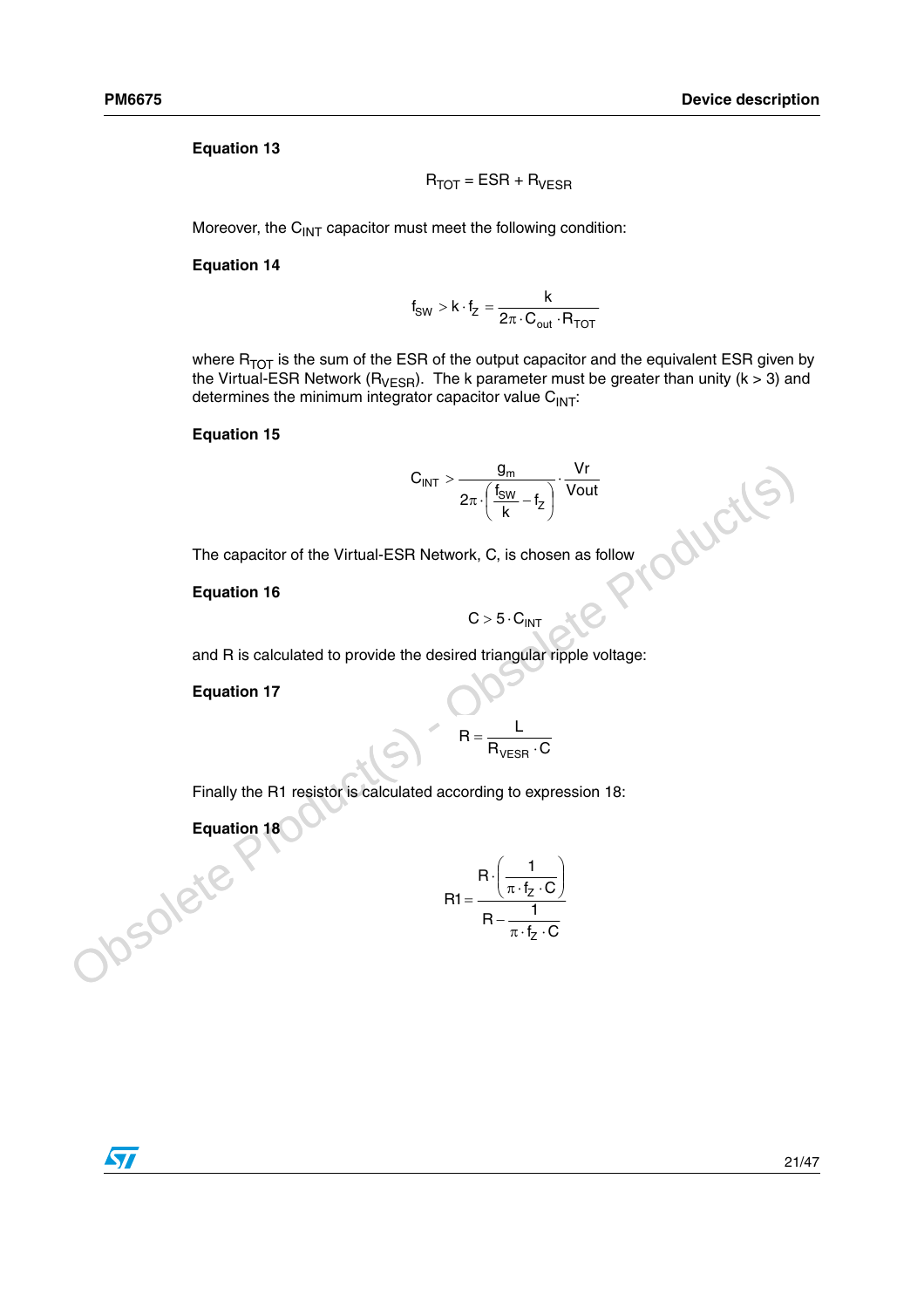**Equation 13**

$$R_{TOT} = ESR + R_{VESR}$$

Moreover, the $C_{INT}$ capacitor must meet the following condition:

**Equation 14**

$$f_{SW} > k \cdot f_Z = \frac{k}{2\pi \cdot C_{out} \cdot R_{TOT}}$$

where $R_{TOT}$ is the sum of the ESR of the output capacitor and the equivalent ESR given by the Virtual-ESR Network ($R_{VESR}$). The k parameter must be greater than unity (k > 3) and determines the minimum integrator capacitor value $C_{INT}$:

**Equation 15**

$$C_{INT} > \frac{g_m}{2\pi \cdot \left(\frac{f_{SW}}{k} - f_Z\right)} \cdot \frac{Vr}{Vout}$$

The capacitor of the Virtual-ESR Network, C, is chosen as follow

**Equation 16**

$$C > 5 \cdot C_{INT}$$

and R is calculated to provide the desired triangular ripple voltage:

**Equation 17**

$$R = \frac{L}{R_{VESR} \cdot C}$$

Finally the R1 resistor is calculated according to expression 18:

**Equation 18**

$$R1 = \frac{R \cdot \left(\frac{1}{\pi \cdot f_Z \cdot C}\right)}{R - \frac{1}{\pi \cdot f_Z \cdot C}}$$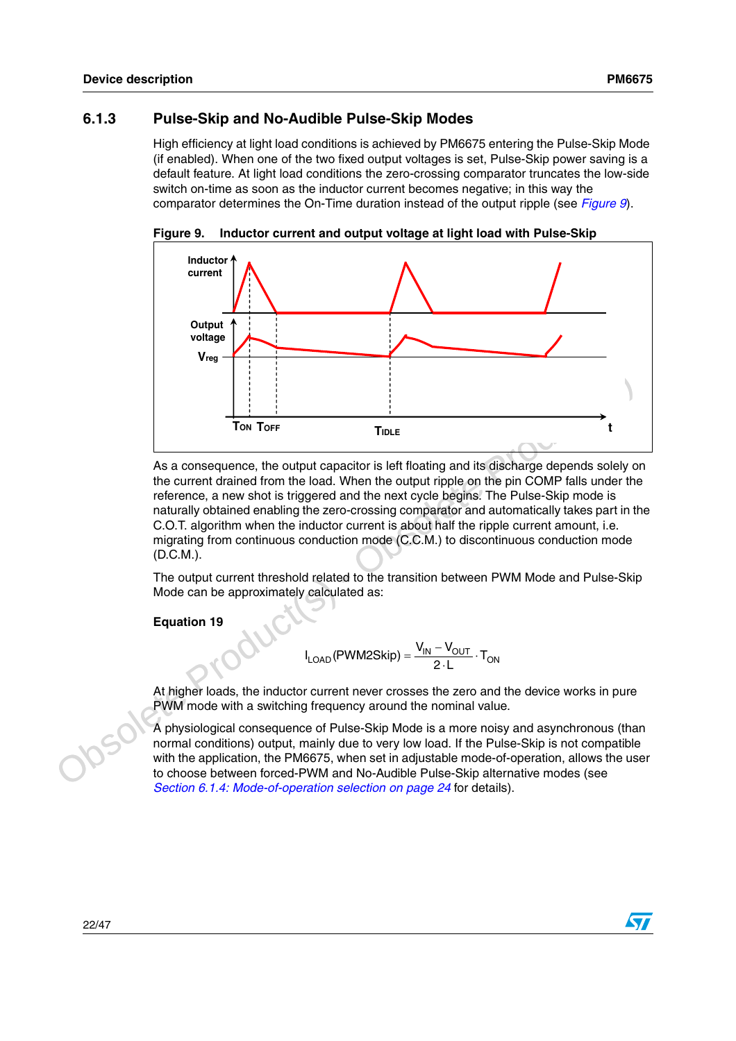### 6.1.3 Pulse-Skip and No-Audible Pulse-Skip Modes

High efficiency at light load conditions is achieved by PM6675 entering the Pulse-Skip Mode (if enabled). When one of the two fixed output voltages is set, Pulse-Skip power saving is a default feature. At light load conditions the zero-crossing comparator truncates the low-side switch on-time as soon as the inductor current becomes negative; in this way the comparator determines the On-Time duration instead of the output ripple (see *Figure 9*).

**Figure 9. Inductor current and output voltage at light load with Pulse-Skip**

As a consequence, the output capacitor is left floating and its discharge depends solely on the current drained from the load. When the output ripple on the pin COMP falls under the reference, a new shot is triggered and the next cycle begins. The Pulse-Skip mode is naturally obtained enabling the zero-crossing comparator and automatically takes part in the C.O.T. algorithm when the inductor current is about half the ripple current amount, i.e. migrating from continuous conduction mode (C.C.M.) to discontinuous conduction mode (D.C.M.).

The output current threshold related to the transition between PWM Mode and Pulse-Skip Mode can be approximately calculated as:

**Equation 19**

$$I_{LOAD}(PWM2Skip) = \frac{V_{IN} - V_{OUT}}{2 \cdot L} \cdot T_{ON}$$

At higher loads, the inductor current never crosses the zero and the device works in pure PWM mode with a switching frequency around the nominal value.

A physiological consequence of Pulse-Skip Mode is a more noisy and asynchronous (than normal conditions) output, mainly due to very low load. If the Pulse-Skip is not compatible with the application, the PM6675, when set in adjustable mode-of-operation, allows the user to choose between forced-PWM and No-Audible Pulse-Skip alternative modes (see *Section 6.1.4: Mode-of-operation selection on page 24* for details).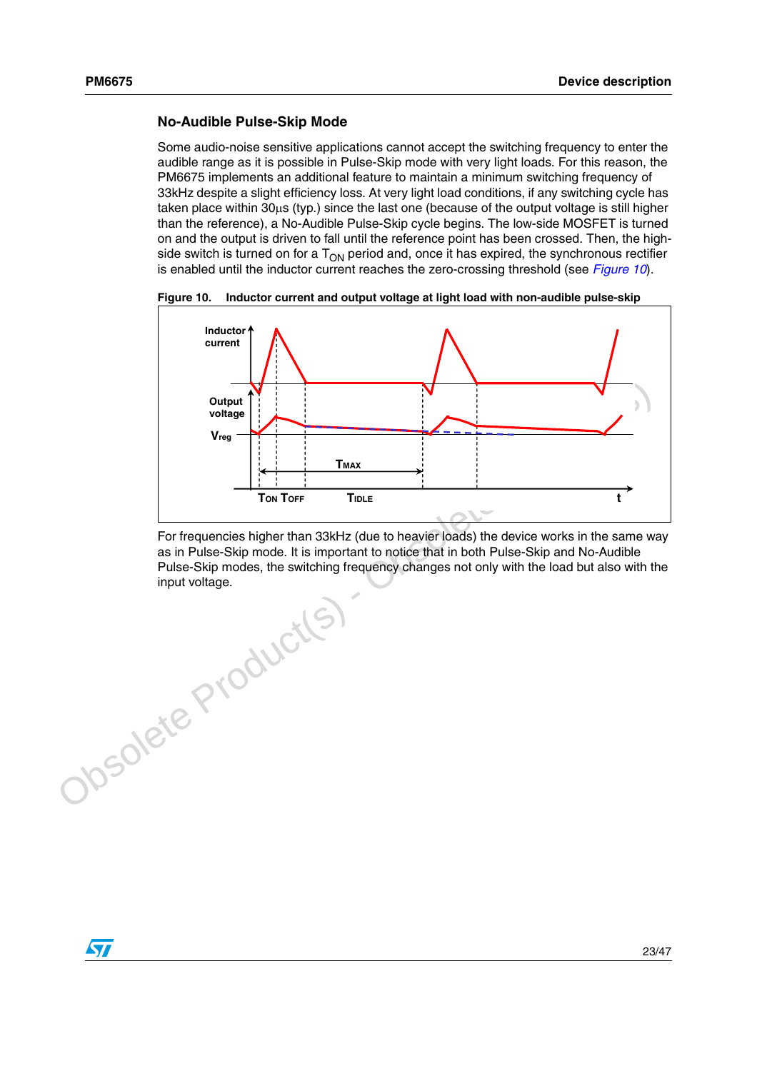### No-Audible Pulse-Skip Mode

Some audio-noise sensitive applications cannot accept the switching frequency to enter the audible range as it is possible in Pulse-Skip mode with very light loads. For this reason, the PM6675 implements an additional feature to maintain a minimum switching frequency of 33kHz despite a slight efficiency loss. At very light load conditions, if any switching cycle has taken place within 30µs (typ.) since the last one (because of the output voltage is still higher than the reference), a No-Audible Pulse-Skip cycle begins. The low-side MOSFET is turned on and the output is driven to fall until the reference point has been crossed. Then, the high-side switch is turned on for a $T_{ON}$ period and, once it has expired, the synchronous rectifier is enabled until the inductor current reaches the zero-crossing threshold (see *Figure 10*).

**Figure 10. Inductor current and output voltage at light load with non-audible pulse-skip**

For frequencies higher than 33kHz (due to heavier loads) the device works in the same way as in Pulse-Skip mode. It is important to notice that in both Pulse-Skip and No-Audible Pulse-Skip modes, the switching frequency changes not only with the load but also with the input voltage.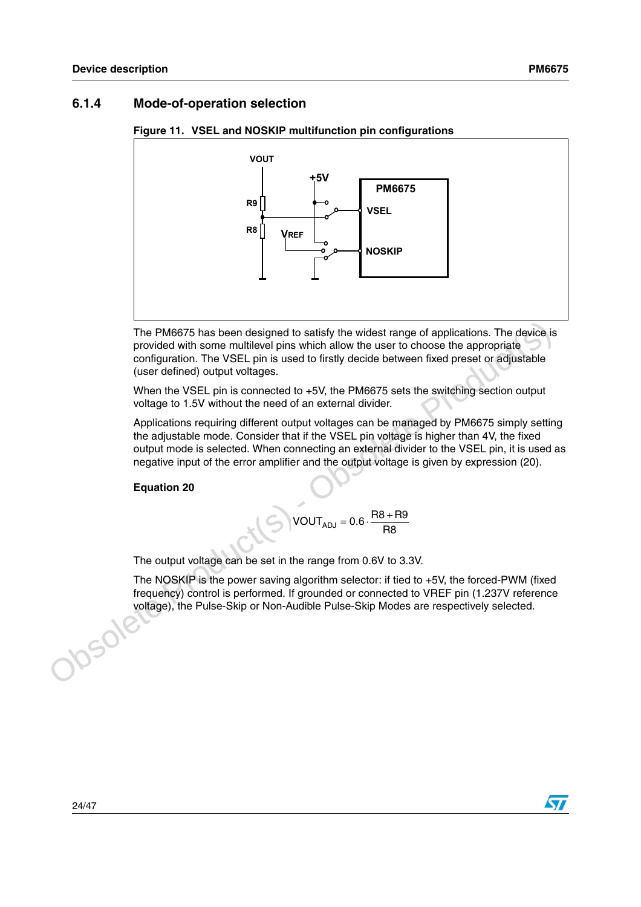### 6.1.4 Mode-of-operation selection

**Figure 11. VSEL and NOSKIP multifunction pin configurations**

The PM6675 has been designed to satisfy the widest range of applications. The device is provided with some multilevel pins which allow the user to choose the appropriate configuration. The VSEL pin is used to firstly decide between fixed preset or adjustable (user defined) output voltages.

When the VSEL pin is connected to +5V, the PM6675 sets the switching section output voltage to 1.5V without the need of an external divider.

Applications requiring different output voltages can be managed by PM6675 simply setting the adjustable mode. Consider that if the VSEL pin voltage is higher than 4V, the fixed output mode is selected. When connecting an external divider to the VSEL pin, it is used as negative input of the error amplifier and the output voltage is given by expression (20).

**Equation 20**

$$VOUT_{ADJ} = 0.6 \cdot \frac{R8 + R9}{R8}$$

The output voltage can be set in the range from 0.6V to 3.3V.

The NOSKIP is the power saving algorithm selector: if tied to +5V, the forced-PWM (fixed frequency) control is performed. If grounded or connected to VREF pin (1.237V reference voltage), the Pulse-Skip or Non-Audible Pulse-Skip Modes are respectively selected.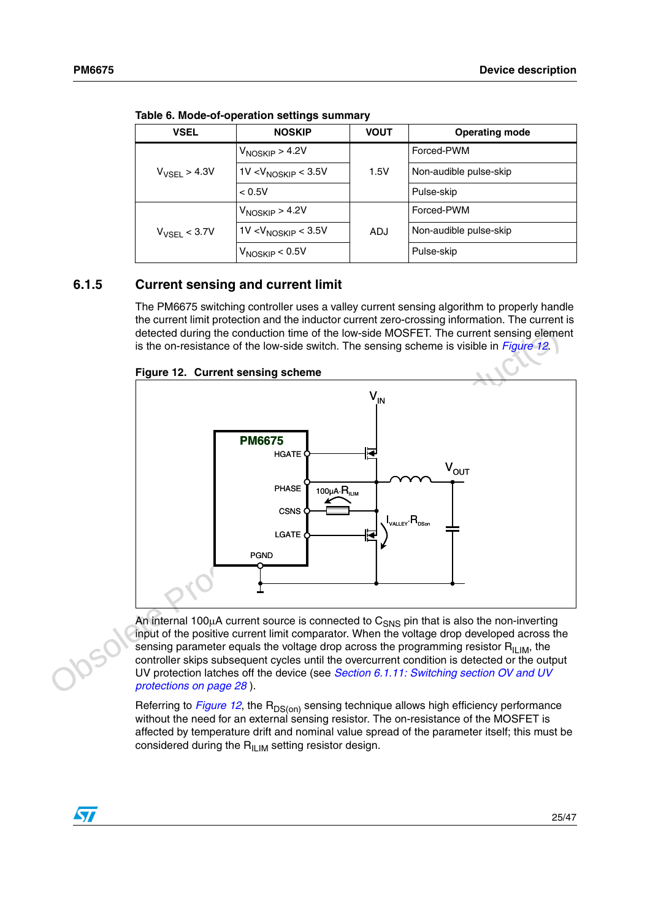**Table 6. Mode-of-operation settings summary**

| VSEL | NOSKIP | VOUT | Operating mode |
|---|---|---|---|
| $V_{VSEL} > 4.3V$ | $V_{NOSKIP} > 4.2V$ | 1.5V | Forced-PWM |
| | $1V < V_{NOSKIP} < 3.5V$ | | Non-audible pulse-skip |
| | < 0.5V | | Pulse-skip |
| $V_{VSEL} < 3.7V$ | $V_{NOSKIP} > 4.2V$ | ADJ | Forced-PWM |
| | $1V < V_{NOSKIP} < 3.5V$ | | Non-audible pulse-skip |
| | $V_{NOSKIP} < 0.5V$ | | Pulse-skip |

### 6.1.5 Current sensing and current limit

The PM6675 switching controller uses a valley current sensing algorithm to properly handle the current limit protection and the inductor current zero-crossing information. The current is detected during the conduction time of the low-side MOSFET. The current sensing element is the on-resistance of the low-side switch. The sensing scheme is visible in *Figure 12*.

**Figure 12. Current sensing scheme**

An internal 100µA current source is connected to $C_{SNS}$ pin that is also the non-inverting input of the positive current limit comparator. When the voltage drop developed across the sensing parameter equals the voltage drop across the programming resistor $R_{ILIM}$, the controller skips subsequent cycles until the overcurrent condition is detected or the output UV protection latches off the device (see *Section 6.1.11: Switching section OV and UV protections on page 28* ).

Referring to *Figure 12*, the $R_{DS(on)}$ sensing technique allows high efficiency performance without the need for an external sensing resistor. The on-resistance of the MOSFET is affected by temperature drift and nominal value spread of the parameter itself; this must be considered during the $R_{ILIM}$ setting resistor design.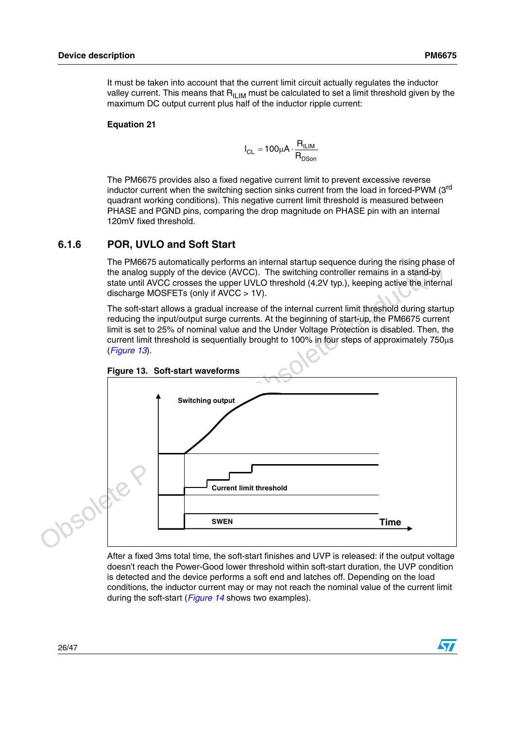It must be taken into account that the current limit circuit actually regulates the inductor valley current. This means that $R_{ILIM}$ must be calculated to set a limit threshold given by the maximum DC output current plus half of the inductor ripple current:

**Equation 21**

$$I_{CL} = 100\mu A \cdot \frac{R_{ILIM}}{R_{DSon}}$$

The PM6675 provides also a fixed negative current limit to prevent excessive reverse inductor current when the switching section sinks current from the load in forced-PWM (3$^{rd}$ quadrant working conditions). This negative current limit threshold is measured between PHASE and PGND pins, comparing the drop magnitude on PHASE pin with an internal 120mV fixed threshold.

### 6.1.6 POR, UVLO and Soft Start

The PM6675 automatically performs an internal startup sequence during the rising phase of the analog supply of the device (AVCC). The switching controller remains in a stand-by state until AVCC crosses the upper UVLO threshold (4.2V typ.), keeping active the internal discharge MOSFETs (only if AVCC > 1V).

The soft-start allows a gradual increase of the internal current limit threshold during startup reducing the input/output surge currents. At the beginning of start-up, the PM6675 current limit is set to 25% of nominal value and the Under Voltage Protection is disabled. Then, the current limit threshold is sequentially brought to 100% in four steps of approximately 750μs (*Figure 13*).

**Figure 13. Soft-start waveforms**

After a fixed 3ms total time, the soft-start finishes and UVP is released: if the output voltage doesn't reach the Power-Good lower threshold within soft-start duration, the UVP condition is detected and the device performs a soft end and latches off. Depending on the load conditions, the inductor current may or may not reach the nominal value of the current limit during the soft-start (*Figure 14* shows two examples).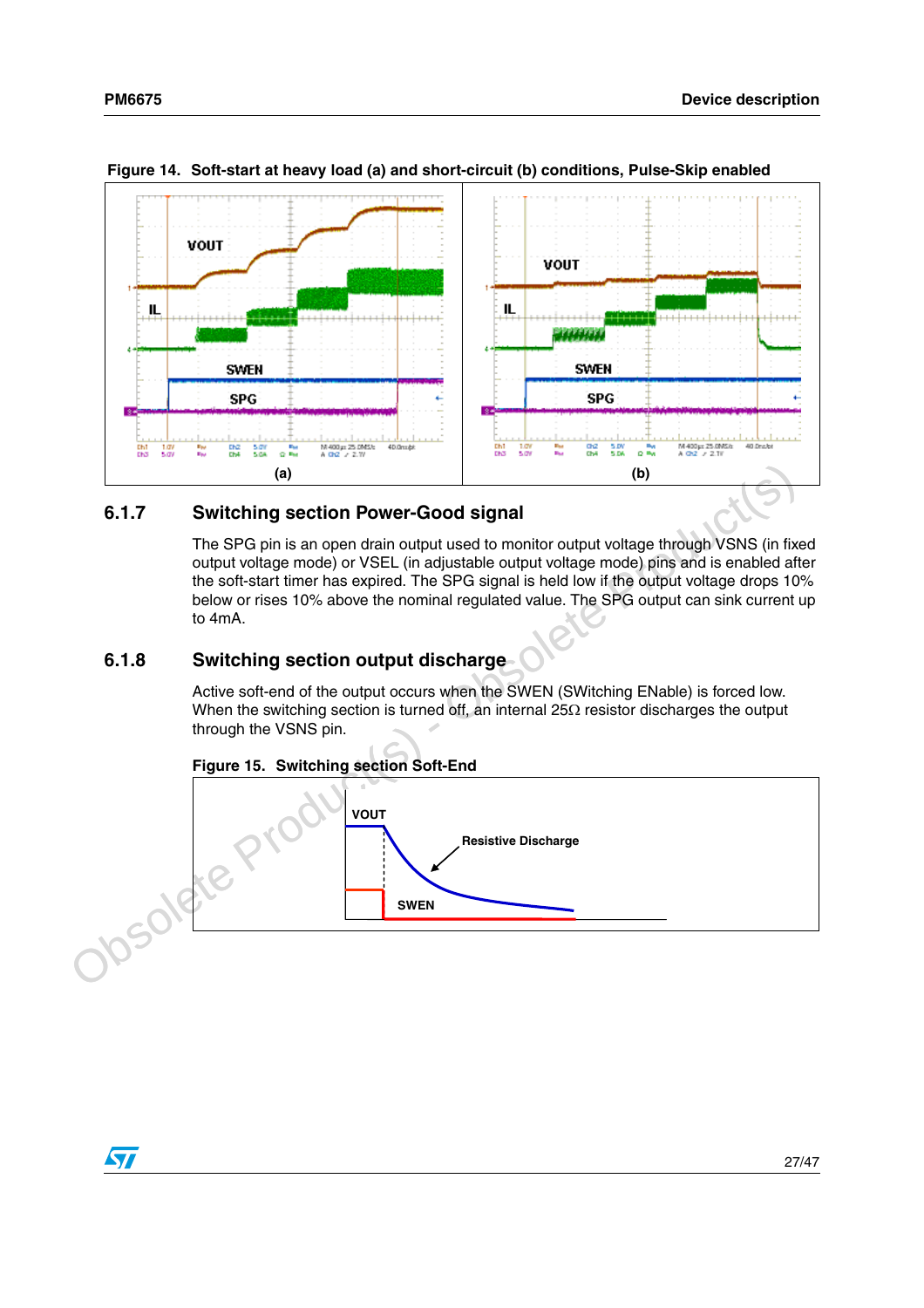**Figure 14. Soft-start at heavy load (a) and short-circuit (b) conditions, Pulse-Skip enabled**

(a) (b)

## 6.1.7 Switching section Power-Good signal

The SPG pin is an open drain output used to monitor output voltage through VSNS (in fixed output voltage mode) or VSEL (in adjustable output voltage mode) pins and is enabled after the soft-start timer has expired. The SPG signal is held low if the output voltage drops 10% below or rises 10% above the nominal regulated value. The SPG output can sink current up to 4mA.

## 6.1.8 Switching section output discharge

Active soft-end of the output occurs when the SWEN (SWitching ENable) is forced low. When the switching section is turned off, an internal 25Ω resistor discharges the output through the VSNS pin.

**Figure 15. Switching section Soft-End**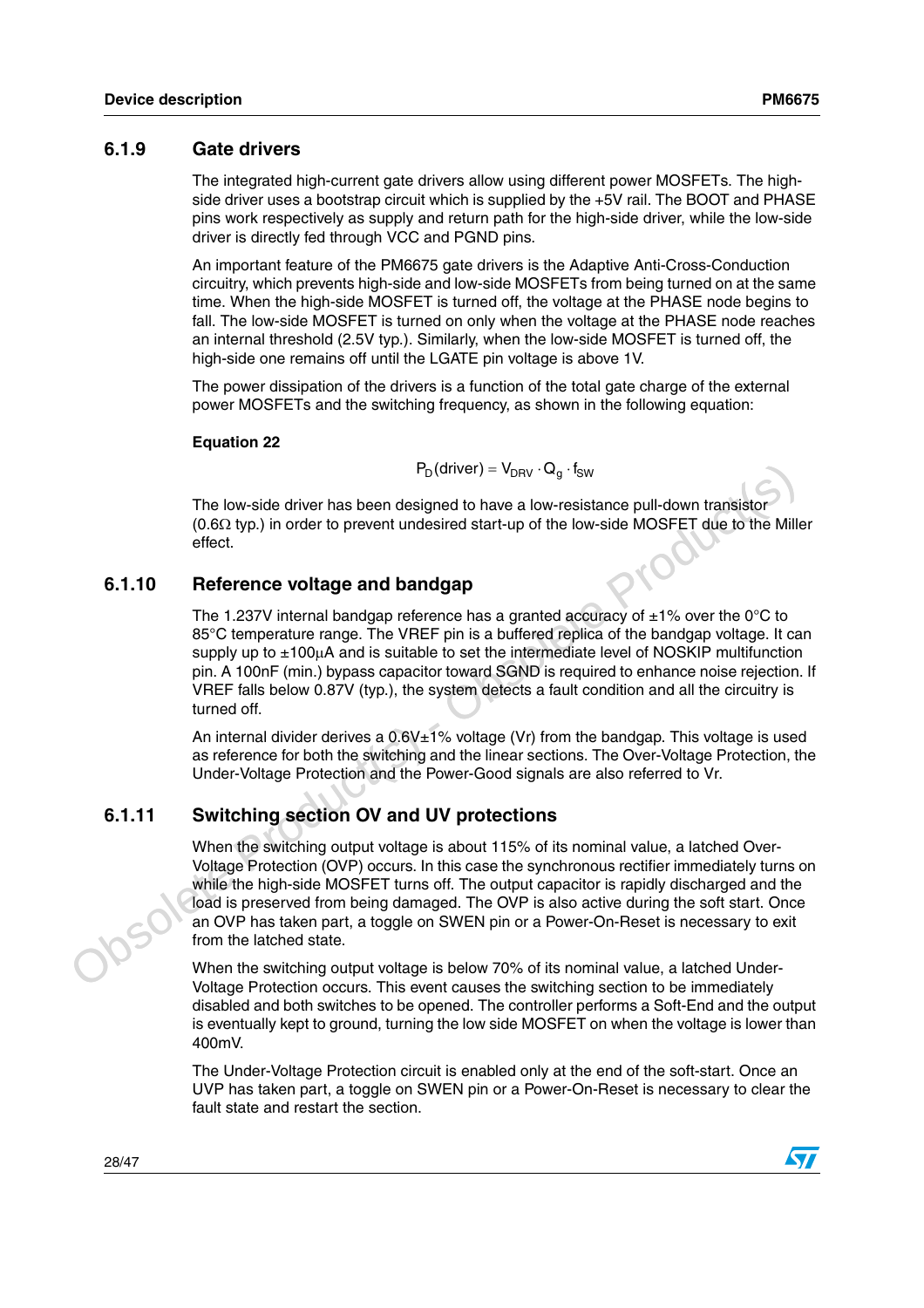### 6.1.9 Gate drivers

The integrated high-current gate drivers allow using different power MOSFETs. The high-side driver uses a bootstrap circuit which is supplied by the +5V rail. The BOOT and PHASE pins work respectively as supply and return path for the high-side driver, while the low-side driver is directly fed through VCC and PGND pins.

An important feature of the PM6675 gate drivers is the Adaptive Anti-Cross-Conduction circuitry, which prevents high-side and low-side MOSFETs from being turned on at the same time. When the high-side MOSFET is turned off, the voltage at the PHASE node begins to fall. The low-side MOSFET is turned on only when the voltage at the PHASE node reaches an internal threshold (2.5V typ.). Similarly, when the low-side MOSFET is turned off, the high-side one remains off until the LGATE pin voltage is above 1V.

The power dissipation of the drivers is a function of the total gate charge of the external power MOSFETs and the switching frequency, as shown in the following equation:

**Equation 22**

$$P_D(\text{driver}) = V_{DRV} \cdot Q_g \cdot f_{SW}$$

The low-side driver has been designed to have a low-resistance pull-down transistor (0.6Ω typ.) in order to prevent undesired start-up of the low-side MOSFET due to the Miller effect.

### 6.1.10 Reference voltage and bandgap

The 1.237V internal bandgap reference has a granted accuracy of ±1% over the 0°C to 85°C temperature range. The VREF pin is a buffered replica of the bandgap voltage. It can supply up to ±100µA and is suitable to set the intermediate level of NOSKIP multifunction pin. A 100nF (min.) bypass capacitor toward SGND is required to enhance noise rejection. If VREF falls below 0.87V (typ.), the system detects a fault condition and all the circuitry is turned off.

An internal divider derives a 0.6V±1% voltage (Vr) from the bandgap. This voltage is used as reference for both the switching and the linear sections. The Over-Voltage Protection, the Under-Voltage Protection and the Power-Good signals are also referred to Vr.

### 6.1.11 Switching section OV and UV protections

When the switching output voltage is about 115% of its nominal value, a latched Over-Voltage Protection (OVP) occurs. In this case the synchronous rectifier immediately turns on while the high-side MOSFET turns off. The output capacitor is rapidly discharged and the load is preserved from being damaged. The OVP is also active during the soft start. Once an OVP has taken part, a toggle on SWEN pin or a Power-On-Reset is necessary to exit from the latched state.

When the switching output voltage is below 70% of its nominal value, a latched Under-Voltage Protection occurs. This event causes the switching section to be immediately disabled and both switches to be opened. The controller performs a Soft-End and the output is eventually kept to ground, turning the low side MOSFET on when the voltage is lower than 400mV.

The Under-Voltage Protection circuit is enabled only at the end of the soft-start. Once an UVP has taken part, a toggle on SWEN pin or a Power-On-Reset is necessary to clear the fault state and restart the section.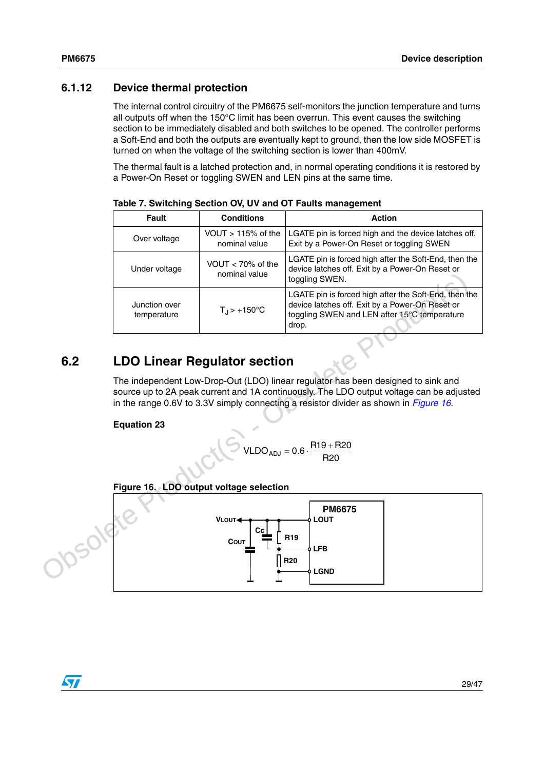### 6.1.12 Device thermal protection

The internal control circuitry of the PM6675 self-monitors the junction temperature and turns all outputs off when the 150°C limit has been overrun. This event causes the switching section to be immediately disabled and both switches to be opened. The controller performs a Soft-End and both the outputs are eventually kept to ground, then the low side MOSFET is turned on when the voltage of the switching section is lower than 400mV.

The thermal fault is a latched protection and, in normal operating conditions it is restored by a Power-On Reset or toggling SWEN and LEN pins at the same time.

**Table 7. Switching Section OV, UV and OT Faults management**

| Fault | Conditions | Action |
|---|---|---|
| Over voltage | VOUT > 115% of the nominal value | LGATE pin is forced high and the device latches off. Exit by a Power-On Reset or toggling SWEN |
| Under voltage | VOUT < 70% of the nominal value | LGATE pin is forced high after the Soft-End, then the device latches off. Exit by a Power-On Reset or toggling SWEN. |
| Junction over temperature | $T_J > +150°C$ | LGATE pin is forced high after the Soft-End, then the device latches off. Exit by a Power-On Reset or toggling SWEN and LEN after 15°C temperature drop. |

## 6.2 LDO Linear Regulator section

The independent Low-Drop-Out (LDO) linear regulator has been designed to sink and source up to 2A peak current and 1A continuously. The LDO output voltage can be adjusted in the range 0.6V to 3.3V simply connecting a resistor divider as shown in *Figure 16*.

**Equation 23**

$$VLDO_{ADJ} = 0.6 \cdot \frac{R19 + R20}{R20}$$

**Figure 16. LDO output voltage selection**

VLOUT, COUT, CC, R19, R20, PM6675, LOUT, LFB, LGND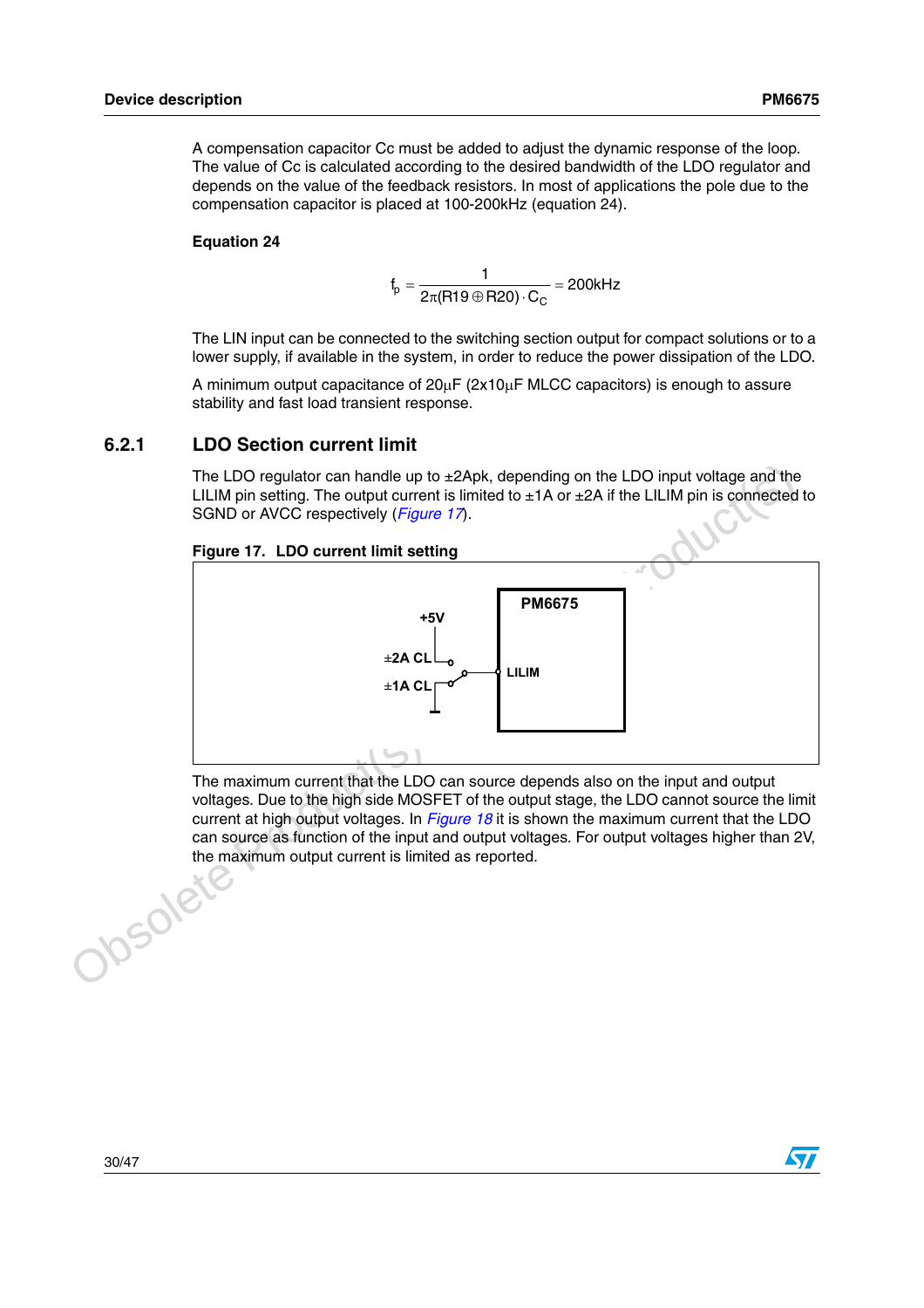A compensation capacitor Cc must be added to adjust the dynamic response of the loop. The value of Cc is calculated according to the desired bandwidth of the LDO regulator and depends on the value of the feedback resistors. In most of applications the pole due to the compensation capacitor is placed at 100-200kHz (equation 24).

**Equation 24**

$$f_p = \frac{1}{2\pi(R19 \oplus R20) \cdot C_C} = 200kHz$$

The LIN input can be connected to the switching section output for compact solutions or to a lower supply, if available in the system, in order to reduce the power dissipation of the LDO.

A minimum output capacitance of 20µF (2x10µF MLCC capacitors) is enough to assure stability and fast load transient response.

### 6.2.1 LDO Section current limit

The LDO regulator can handle up to ±2Apk, depending on the LDO input voltage and the LILIM pin setting. The output current is limited to ±1A or ±2A if the LILIM pin is connected to SGND or AVCC respectively (*Figure 17*).

**Figure 17. LDO current limit setting**

+5V

±2A CL

±1A CL

PM6675

LILIM

The maximum current that the LDO can source depends also on the input and output voltages. Due to the high side MOSFET of the output stage, the LDO cannot source the limit current at high output voltages. In *Figure 18* it is shown the maximum current that the LDO can source as function of the input and output voltages. For output voltages higher than 2V, the maximum output current is limited as reported.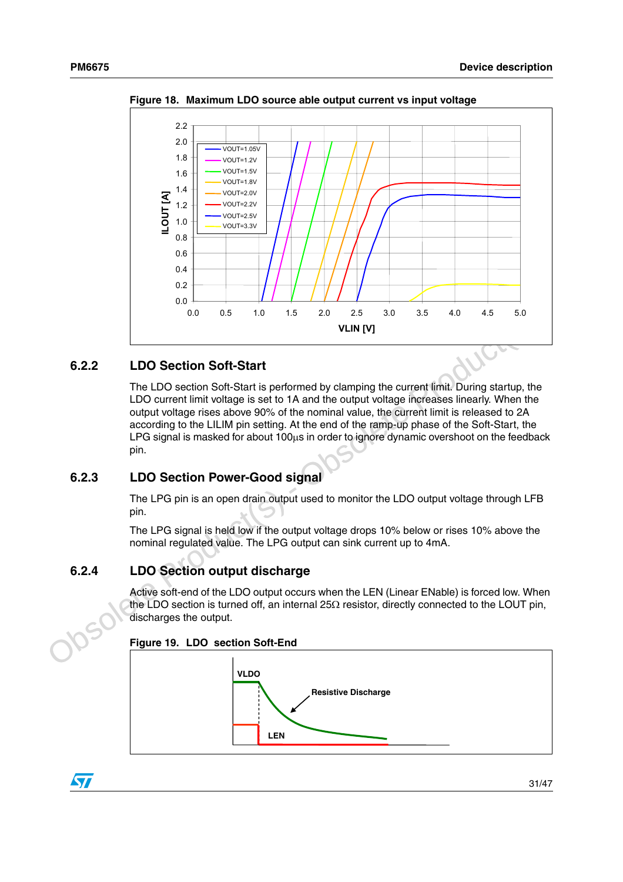**Figure 18. Maximum LDO source able output current vs input voltage**

### 6.2.2 LDO Section Soft-Start

The LDO section Soft-Start is performed by clamping the current limit. During startup, the LDO current limit voltage is set to 1A and the output voltage increases linearly. When the output voltage rises above 90% of the nominal value, the current limit is released to 2A according to the LILIM pin setting. At the end of the ramp-up phase of the Soft-Start, the LPG signal is masked for about 100µs in order to ignore dynamic overshoot on the feedback pin.

### 6.2.3 LDO Section Power-Good signal

The LPG pin is an open drain output used to monitor the LDO output voltage through LFB pin.

The LPG signal is held low if the output voltage drops 10% below or rises 10% above the nominal regulated value. The LPG output can sink current up to 4mA.

### 6.2.4 LDO Section output discharge

Active soft-end of the LDO output occurs when the LEN (Linear ENable) is forced low. When the LDO section is turned off, an internal 25Ω resistor, directly connected to the LOUT pin, discharges the output.

**Figure 19. LDO section Soft-End**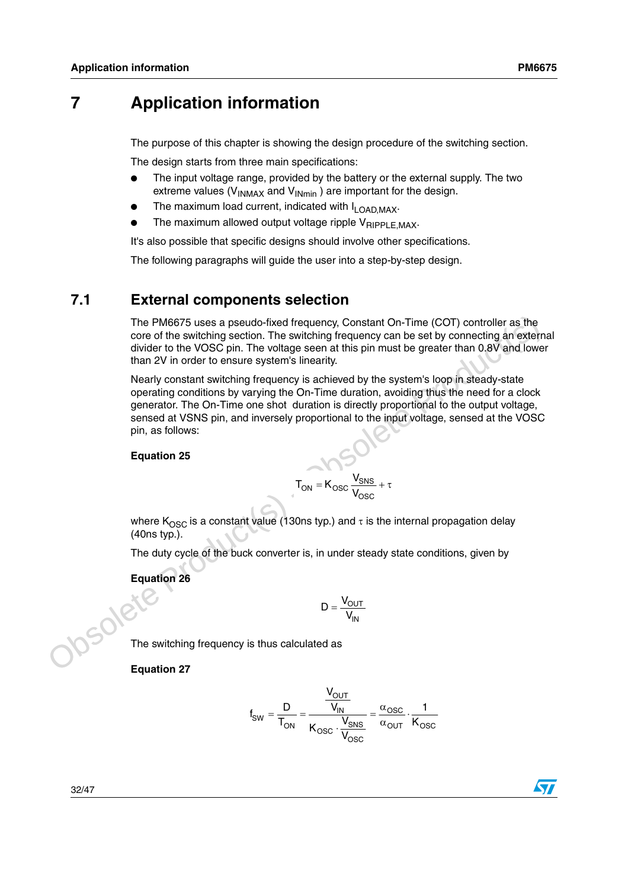# 7 Application information

The purpose of this chapter is showing the design procedure of the switching section.

The design starts from three main specifications:

- The input voltage range, provided by the battery or the external supply. The two extreme values ($V_{INMAX}$ and $V_{INmin}$ ) are important for the design.
- The maximum load current, indicated with $I_{LOAD,MAX}$.
- The maximum allowed output voltage ripple $V_{RIPPLE,MAX}$.

It's also possible that specific designs should involve other specifications.

The following paragraphs will guide the user into a step-by-step design.

## 7.1 External components selection

The PM6675 uses a pseudo-fixed frequency, Constant On-Time (COT) controller as the core of the switching section. The switching frequency can be set by connecting an external divider to the VOSC pin. The voltage seen at this pin must be greater than 0.8V and lower than 2V in order to ensure system's linearity.

Nearly constant switching frequency is achieved by the system's loop in steady-state operating conditions by varying the On-Time duration, avoiding thus the need for a clock generator. The On-Time one shot duration is directly proportional to the output voltage, sensed at VSNS pin, and inversely proportional to the input voltage, sensed at the VOSC pin, as follows:

**Equation 25**

$$T_{ON} = K_{OSC}\frac{V_{SNS}}{V_{OSC}} + \tau$$

where $K_{OSC}$ is a constant value (130ns typ.) and $\tau$ is the internal propagation delay (40ns typ.).

The duty cycle of the buck converter is, in under steady state conditions, given by

**Equation 26**

$$D = \frac{V_{OUT}}{V_{IN}}$$

The switching frequency is thus calculated as

**Equation 27**

$$f_{SW} = \frac{D}{T_{ON}} = \frac{\frac{V_{OUT}}{V_{IN}}}{K_{OSC}\cdot\frac{V_{SNS}}{V_{OSC}}} = \frac{\alpha_{OSC}}{\alpha_{OUT}}\cdot\frac{1}{K_{OSC}}$$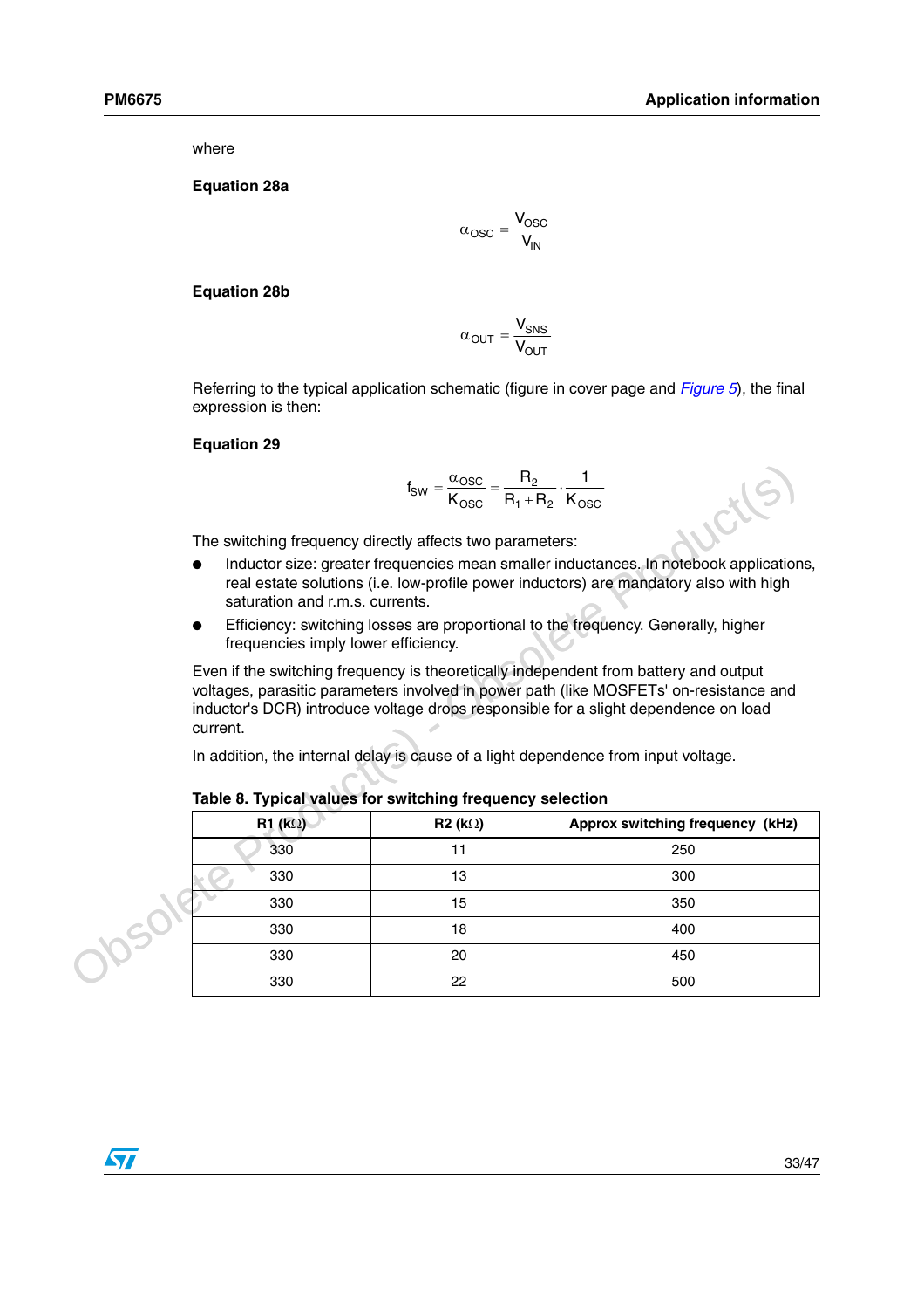where

**Equation 28a**

$$\alpha_{OSC} = \frac{V_{OSC}}{V_{IN}}$$

**Equation 28b**

$$\alpha_{OUT} = \frac{V_{SNS}}{V_{OUT}}$$

Referring to the typical application schematic (figure in cover page and *Figure 5*), the final expression is then:

**Equation 29**

$$f_{SW} = \frac{\alpha_{OSC}}{K_{OSC}} = \frac{R_2}{R_1 + R_2} \cdot \frac{1}{K_{OSC}}$$

The switching frequency directly affects two parameters:

- Inductor size: greater frequencies mean smaller inductances. In notebook applications, real estate solutions (i.e. low-profile power inductors) are mandatory also with high saturation and r.m.s. currents.
- Efficiency: switching losses are proportional to the frequency. Generally, higher frequencies imply lower efficiency.

Even if the switching frequency is theoretically independent from battery and output voltages, parasitic parameters involved in power path (like MOSFETs' on-resistance and inductor's DCR) introduce voltage drops responsible for a slight dependence on load current.

In addition, the internal delay is cause of a light dependence from input voltage.

**Table 8. Typical values for switching frequency selection**

| R1 (kΩ) | R2 (kΩ) | Approx switching frequency (kHz) |
|---|---|---|
| 330 | 11 | 250 |
| 330 | 13 | 300 |
| 330 | 15 | 350 |
| 330 | 18 | 400 |
| 330 | 20 | 450 |
| 330 | 22 | 500 |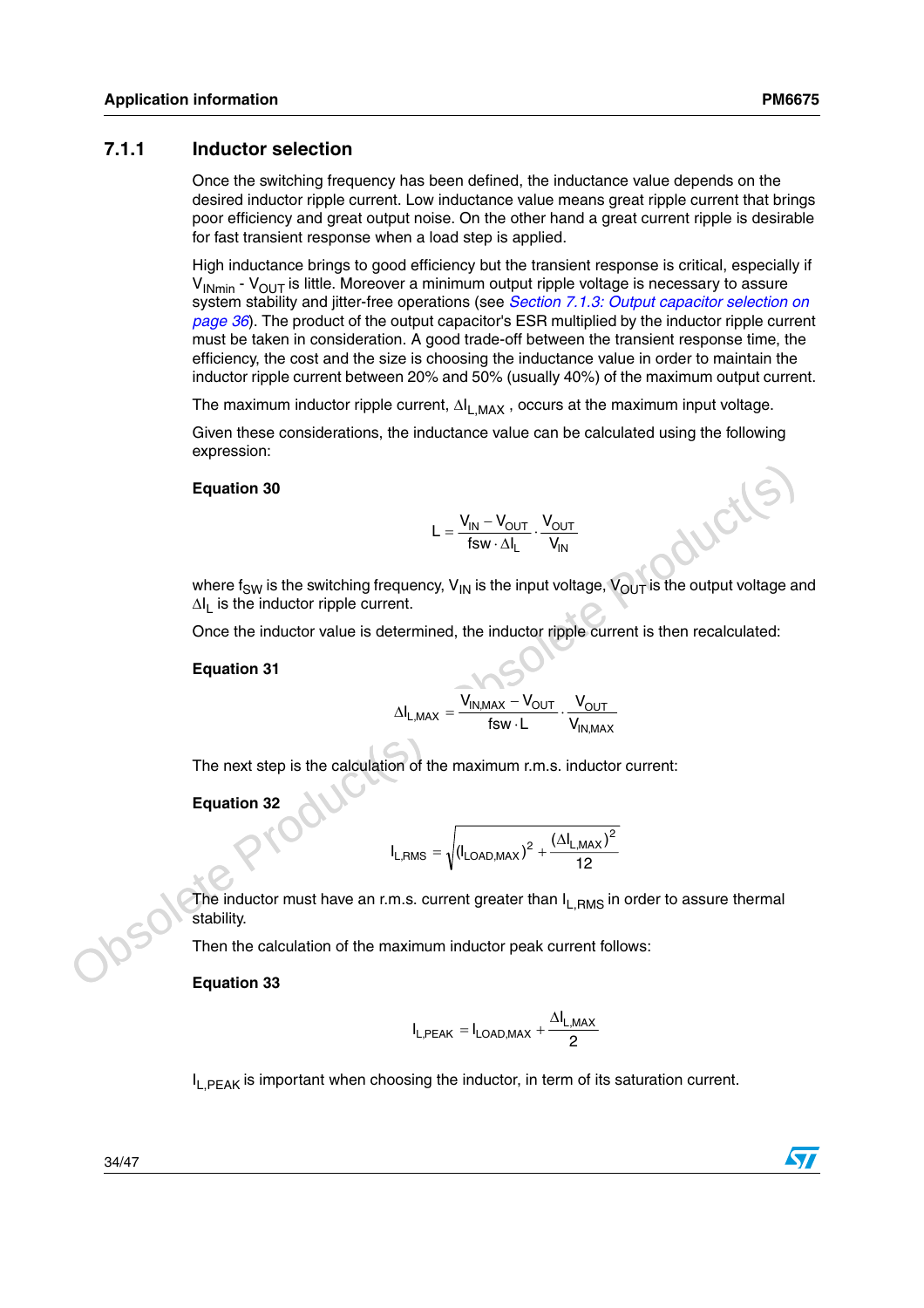### 7.1.1 Inductor selection

Once the switching frequency has been defined, the inductance value depends on the desired inductor ripple current. Low inductance value means great ripple current that brings poor efficiency and great output noise. On the other hand a great current ripple is desirable for fast transient response when a load step is applied.

High inductance brings to good efficiency but the transient response is critical, especially if $V_{INmin}$ - $V_{OUT}$ is little. Moreover a minimum output ripple voltage is necessary to assure system stability and jitter-free operations (see *Section 7.1.3: Output capacitor selection on page 36*). The product of the output capacitor's ESR multiplied by the inductor ripple current must be taken in consideration. A good trade-off between the transient response time, the efficiency, the cost and the size is choosing the inductance value in order to maintain the inductor ripple current between 20% and 50% (usually 40%) of the maximum output current.

The maximum inductor ripple current, $\Delta I_{L,MAX}$ , occurs at the maximum input voltage.

Given these considerations, the inductance value can be calculated using the following expression:

**Equation 30**

$$L = \frac{V_{IN} - V_{OUT}}{fsw \cdot \Delta I_L} \cdot \frac{V_{OUT}}{V_{IN}}$$

where $f_{SW}$ is the switching frequency, $V_{IN}$ is the input voltage, $V_{OUT}$ is the output voltage and $\Delta I_L$ is the inductor ripple current.

Once the inductor value is determined, the inductor ripple current is then recalculated:

**Equation 31**

$$\Delta I_{L,MAX} = \frac{V_{IN,MAX} - V_{OUT}}{fsw \cdot L} \cdot \frac{V_{OUT}}{V_{IN,MAX}}$$

The next step is the calculation of the maximum r.m.s. inductor current:

**Equation 32**

$$I_{L,RMS} = \sqrt{(I_{LOAD,MAX})^2 + \frac{(\Delta I_{L,MAX})^2}{12}}$$

The inductor must have an r.m.s. current greater than $I_{L,RMS}$ in order to assure thermal stability.

Then the calculation of the maximum inductor peak current follows:

**Equation 33**

$$I_{L,PEAK} = I_{LOAD,MAX} + \frac{\Delta I_{L,MAX}}{2}$$

$I_{L,PEAK}$ is important when choosing the inductor, in term of its saturation current.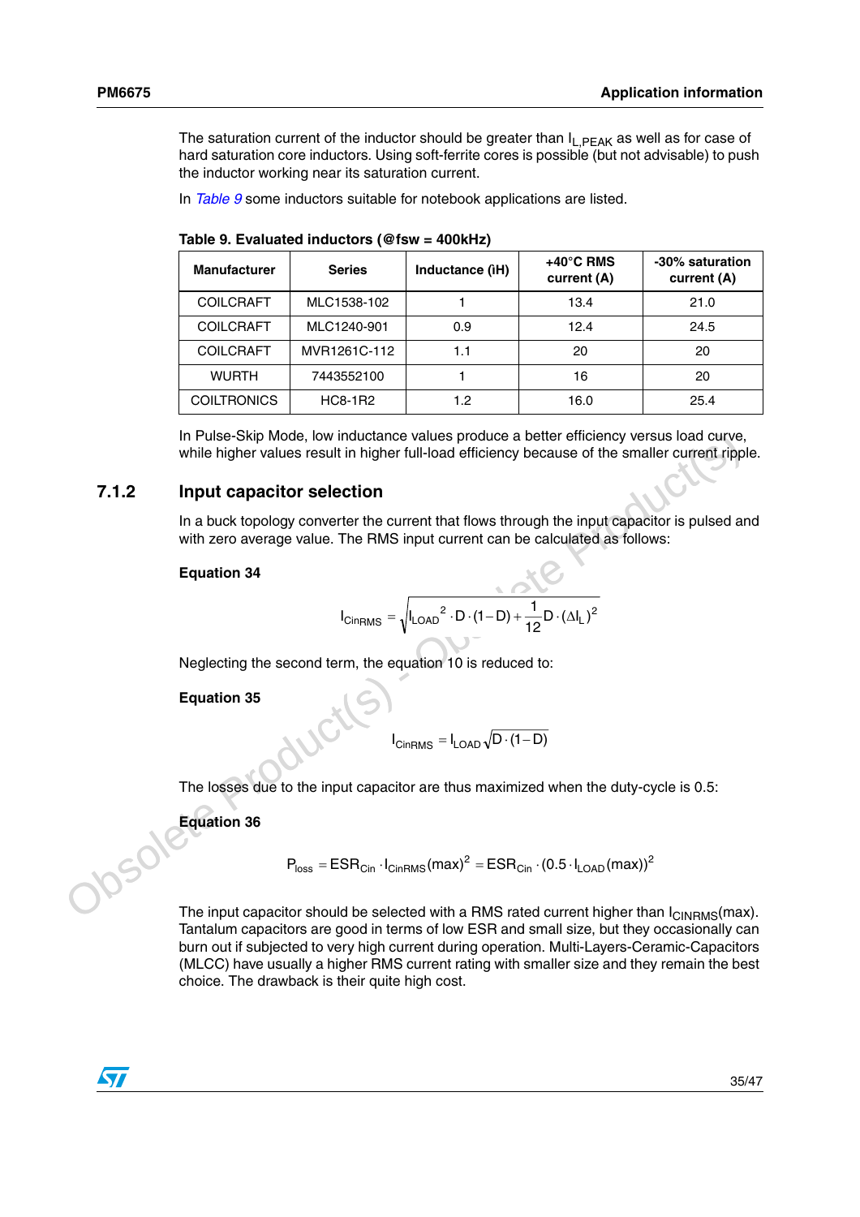The saturation current of the inductor should be greater than $I_{L,PEAK}$ as well as for case of hard saturation core inductors. Using soft-ferrite cores is possible (but not advisable) to push the inductor working near its saturation current.

In *Table 9* some inductors suitable for notebook applications are listed.

**Table 9. Evaluated inductors (@fsw = 400kHz)**

| Manufacturer | Series | Inductance (iH) | +40°C RMS current (A) | -30% saturation current (A) |
|---|---|---|---|---|
| COILCRAFT | MLC1538-102 | 1 | 13.4 | 21.0 |
| COILCRAFT | MLC1240-901 | 0.9 | 12.4 | 24.5 |
| COILCRAFT | MVR1261C-112 | 1.1 | 20 | 20 |
| WURTH | 7443552100 | 1 | 16 | 20 |
| COILTRONICS | HC8-1R2 | 1.2 | 16.0 | 25.4 |

In Pulse-Skip Mode, low inductance values produce a better efficiency versus load curve, while higher values result in higher full-load efficiency because of the smaller current ripple.

### 7.1.2 Input capacitor selection

In a buck topology converter the current that flows through the input capacitor is pulsed and with zero average value. The RMS input current can be calculated as follows:

**Equation 34**

$$I_{CinRMS} = \sqrt{I_{LOAD}^2 \cdot D \cdot (1-D) + \frac{1}{12} D \cdot (\Delta I_L)^2}$$

Neglecting the second term, the equation 10 is reduced to:

**Equation 35**

$$I_{CinRMS} = I_{LOAD} \sqrt{D \cdot (1-D)}$$

The losses due to the input capacitor are thus maximized when the duty-cycle is 0.5:

**Equation 36**

$$P_{loss} = ESR_{Cin} \cdot I_{CinRMS}(max)^2 = ESR_{Cin} \cdot (0.5 \cdot I_{LOAD}(max))^2$$

The input capacitor should be selected with a RMS rated current higher than $I_{CINRMS}(max)$. Tantalum capacitors are good in terms of low ESR and small size, but they occasionally can burn out if subjected to very high current during operation. Multi-Layers-Ceramic-Capacitors (MLCC) have usually a higher RMS current rating with smaller size and they remain the best choice. The drawback is their quite high cost.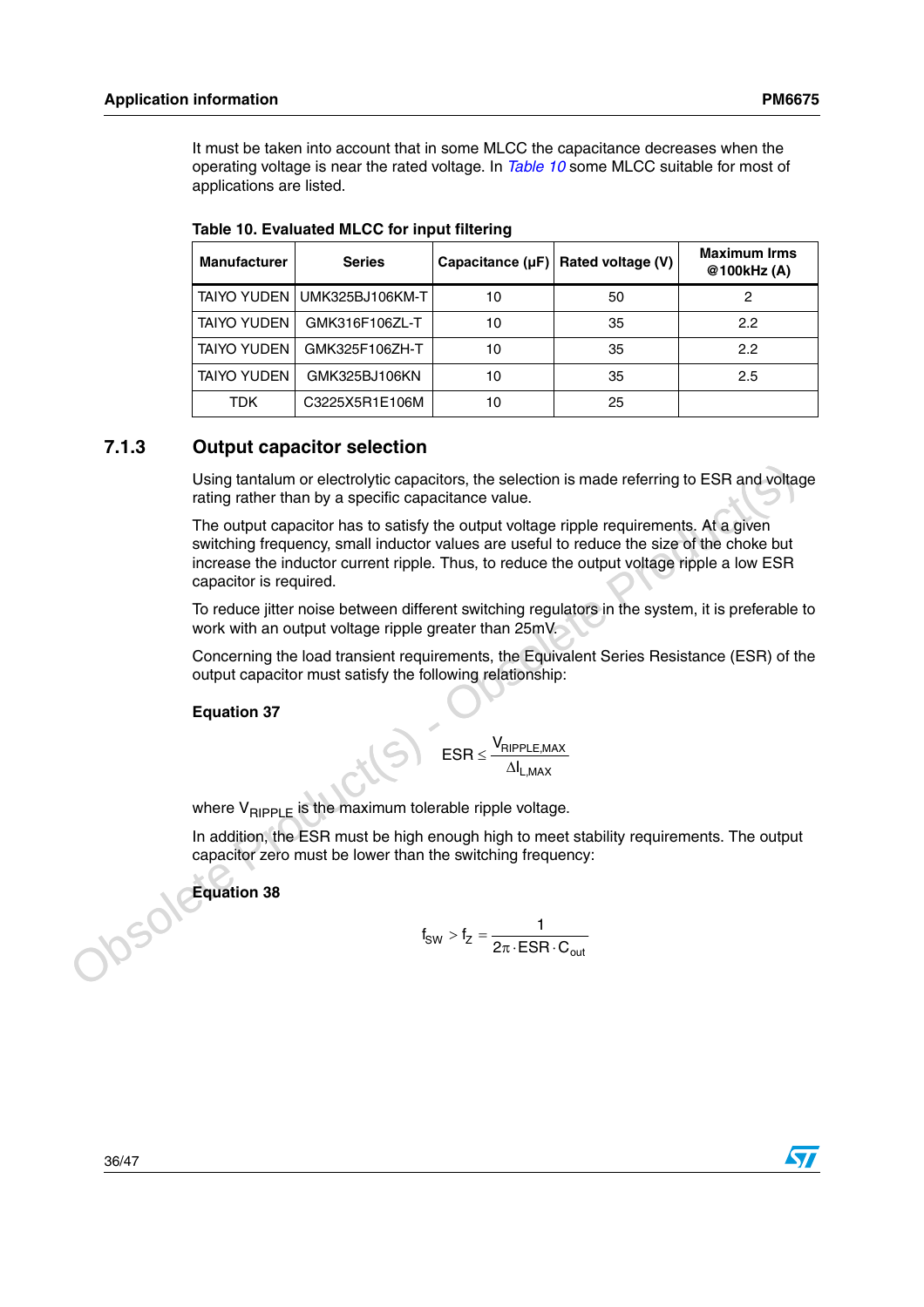It must be taken into account that in some MLCC the capacitance decreases when the operating voltage is near the rated voltage. In *Table 10* some MLCC suitable for most of applications are listed.

**Table 10. Evaluated MLCC for input filtering**

| Manufacturer | Series | Capacitance (µF) | Rated voltage (V) | Maximum Irms @100kHz (A) |
|---|---|---|---|---|
| TAIYO YUDEN | UMK325BJ106KM-T | 10 | 50 | 2 |
| TAIYO YUDEN | GMK316F106ZL-T | 10 | 35 | 2.2 |
| TAIYO YUDEN | GMK325F106ZH-T | 10 | 35 | 2.2 |
| TAIYO YUDEN | GMK325BJ106KN | 10 | 35 | 2.5 |
| TDK | C3225X5R1E106M | 10 | 25 | |

### 7.1.3 Output capacitor selection

Using tantalum or electrolytic capacitors, the selection is made referring to ESR and voltage rating rather than by a specific capacitance value.

The output capacitor has to satisfy the output voltage ripple requirements. At a given switching frequency, small inductor values are useful to reduce the size of the choke but increase the inductor current ripple. Thus, to reduce the output voltage ripple a low ESR capacitor is required.

To reduce jitter noise between different switching regulators in the system, it is preferable to work with an output voltage ripple greater than 25mV.

Concerning the load transient requirements, the Equivalent Series Resistance (ESR) of the output capacitor must satisfy the following relationship:

**Equation 37**

$$ESR \le \frac{V_{RIPPLE,MAX}}{\Delta I_{L,MAX}}$$

where $V_{RIPPLE}$ is the maximum tolerable ripple voltage.

In addition, the ESR must be high enough high to meet stability requirements. The output capacitor zero must be lower than the switching frequency:

**Equation 38**

$$f_{SW} > f_Z = \frac{1}{2\pi \cdot ESR \cdot C_{out}}$$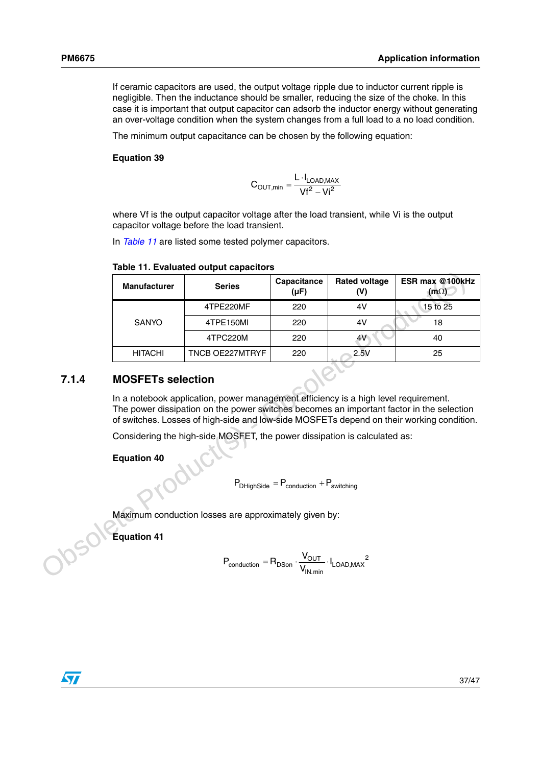If ceramic capacitors are used, the output voltage ripple due to inductor current ripple is negligible. Then the inductance should be smaller, reducing the size of the choke. In this case it is important that output capacitor can adsorb the inductor energy without generating an over-voltage condition when the system changes from a full load to a no load condition.

The minimum output capacitance can be chosen by the following equation:

**Equation 39**

$$C_{OUT,min} = \frac{L \cdot I_{LOAD,MAX}}{Vf^2 - Vi^2}$$

where Vf is the output capacitor voltage after the load transient, while Vi is the output capacitor voltage before the load transient.

In *Table 11* are listed some tested polymer capacitors.

**Table 11. Evaluated output capacitors**

| Manufacturer | Series | Capacitance (µF) | Rated voltage (V) | ESR max @100kHz (mΩ) |
|---|---|---|---|---|
| SANYO | 4TPE220MF | 220 | 4V | 15 to 25 |
| | 4TPE150MI | 220 | 4V | 18 |
| | 4TPC220M | 220 | 4V | 40 |
| HITACHI | TNCB OE227MTRYF | 220 | 2.5V | 25 |

### 7.1.4 MOSFETs selection

In a notebook application, power management efficiency is a high level requirement. The power dissipation on the power switches becomes an important factor in the selection of switches. Losses of high-side and low-side MOSFETs depend on their working condition.

Considering the high-side MOSFET, the power dissipation is calculated as:

**Equation 40**

$$P_{DHighSide} = P_{conduction} + P_{switching}$$

Maximum conduction losses are approximately given by:

**Equation 41**

$$P_{conduction} = R_{DSon} \cdot \frac{V_{OUT}}{V_{IN.min}} \cdot I_{LOAD,MAX}{}^2$$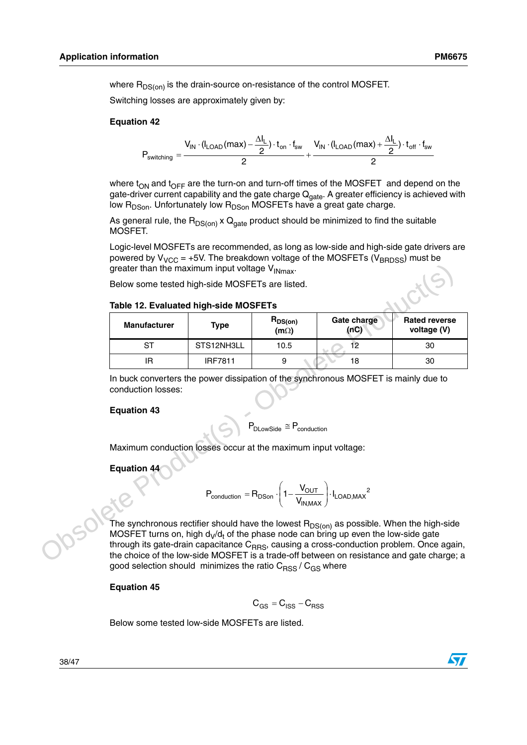where $R_{DS(on)}$ is the drain-source on-resistance of the control MOSFET.

Switching losses are approximately given by:

**Equation 42**

$$P_{switching} = \frac{V_{IN} \cdot (I_{LOAD}(max) - \frac{\Delta I_L}{2}) \cdot t_{on} \cdot f_{sw}}{2} + \frac{V_{IN} \cdot (I_{LOAD}(max) + \frac{\Delta I_L}{2}) \cdot t_{off} \cdot f_{sw}}{2}$$

where $t_{ON}$ and $t_{OFF}$ are the turn-on and turn-off times of the MOSFET and depend on the gate-driver current capability and the gate charge $Q_{gate}$. A greater efficiency is achieved with low $R_{DSon}$. Unfortunately low $R_{DSon}$ MOSFETs have a great gate charge.

As general rule, the $R_{DS(on)}$ x $Q_{gate}$ product should be minimized to find the suitable MOSFET.

Logic-level MOSFETs are recommended, as long as low-side and high-side gate drivers are powered by $V_{VCC}$ = +5V. The breakdown voltage of the MOSFETs ($V_{BRDSS}$) must be greater than the maximum input voltage $V_{INmax}$.

Below some tested high-side MOSFETs are listed.

**Table 12. Evaluated high-side MOSFETs**

| Manufacturer | Type | $R_{DS(on)}$ (mΩ) | Gate charge (nC) | Rated reverse voltage (V) |
|---|---|---|---|---|
| ST | STS12NH3LL | 10.5 | 12 | 30 |
| IR | IRF7811 | 9 | 18 | 30 |

In buck converters the power dissipation of the synchronous MOSFET is mainly due to conduction losses:

**Equation 43**

$$P_{DLowSide} \cong P_{conduction}$$

Maximum conduction losses occur at the maximum input voltage:

**Equation 44**

$$P_{conduction} = R_{DSon} \cdot \left(1 - \frac{V_{OUT}}{V_{IN,MAX}}\right) \cdot I_{LOAD,MAX}^{\ 2}$$

The synchronous rectifier should have the lowest $R_{DS(on)}$ as possible. When the high-side MOSFET turns on, high $d_V/d_t$ of the phase node can bring up even the low-side gate through its gate-drain capacitance $C_{RRS}$, causing a cross-conduction problem. Once again, the choice of the low-side MOSFET is a trade-off between on resistance and gate charge; a good selection should minimizes the ratio $C_{RSS}$ / $C_{GS}$ where

**Equation 45**

$$C_{GS} = C_{ISS} - C_{RSS}$$

Below some tested low-side MOSFETs are listed.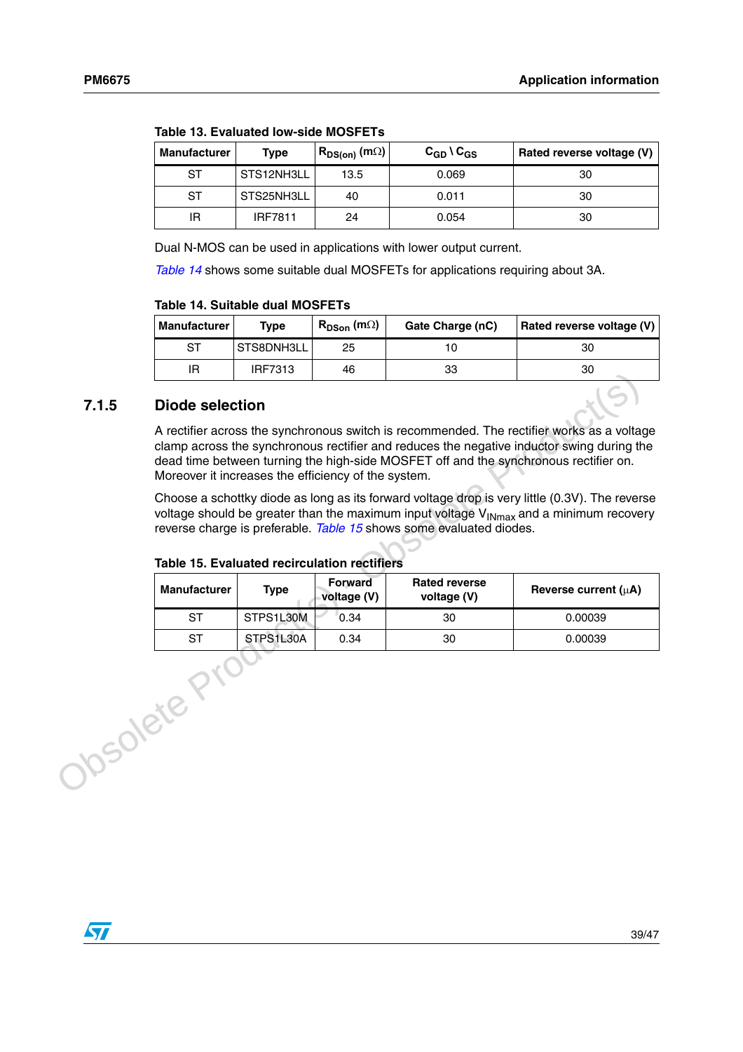**Table 13. Evaluated low-side MOSFETs**

| Manufacturer | Type | $R_{DS(on)}$ (mΩ) | $C_{GD} \setminus C_{GS}$ | Rated reverse voltage (V) |
|---|---|---|---|---|
| ST | STS12NH3LL | 13.5 | 0.069 | 30 |
| ST | STS25NH3LL | 40 | 0.011 | 30 |
| IR | IRF7811 | 24 | 0.054 | 30 |

Dual N-MOS can be used in applications with lower output current.

*Table 14* shows some suitable dual MOSFETs for applications requiring about 3A.

**Table 14. Suitable dual MOSFETs**

| Manufacturer | Type | $R_{DSon}$ (mΩ) | Gate Charge (nC) | Rated reverse voltage (V) |
|---|---|---|---|---|
| ST | STS8DNH3LL | 25 | 10 | 30 |
| IR | IRF7313 | 46 | 33 | 30 |

### 7.1.5 Diode selection

A rectifier across the synchronous switch is recommended. The rectifier works as a voltage clamp across the synchronous rectifier and reduces the negative inductor swing during the dead time between turning the high-side MOSFET off and the synchronous rectifier on. Moreover it increases the efficiency of the system.

Choose a schottky diode as long as its forward voltage drop is very little (0.3V). The reverse voltage should be greater than the maximum input voltage $V_{INmax}$ and a minimum recovery reverse charge is preferable. *Table 15* shows some evaluated diodes.

**Table 15. Evaluated recirculation rectifiers**

| Manufacturer | Type | Forward voltage (V) | Rated reverse voltage (V) | Reverse current (µA) |
|---|---|---|---|---|
| ST | STPS1L30M | 0.34 | 30 | 0.00039 |
| ST | STPS1L30A | 0.34 | 30 | 0.00039 |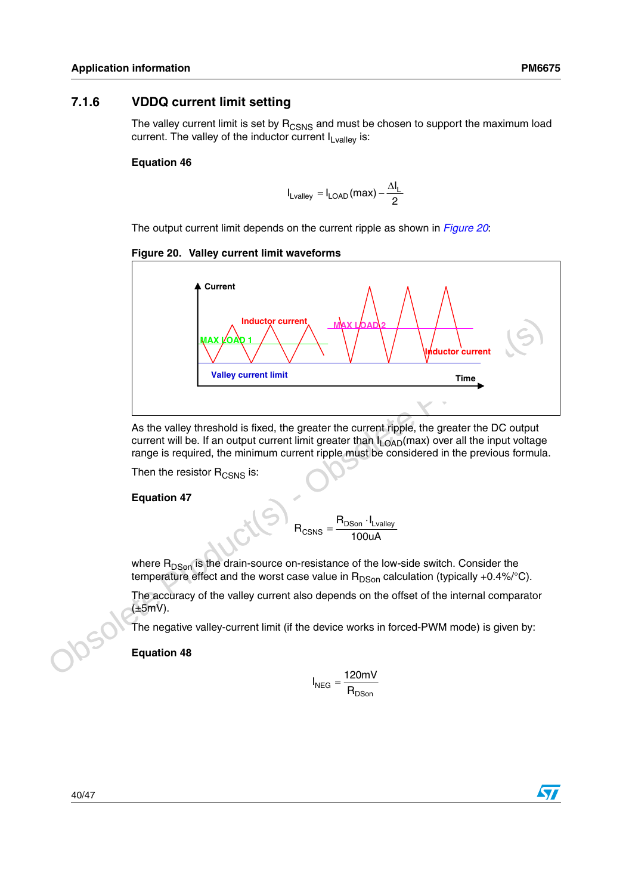### 7.1.6 VDDQ current limit setting

The valley current limit is set by $R_{CSNS}$ and must be chosen to support the maximum load current. The valley of the inductor current $I_{Lvalley}$ is:

**Equation 46**

$$I_{Lvalley} = I_{LOAD}(max) - \frac{\Delta I_L}{2}$$

The output current limit depends on the current ripple as shown in *Figure 20*:

**Figure 20. Valley current limit waveforms**

As the valley threshold is fixed, the greater the current ripple, the greater the DC output current will be. If an output current limit greater than $I_{LOAD}(max)$ over all the input voltage range is required, the minimum current ripple must be considered in the previous formula.

Then the resistor $R_{CSNS}$ is:

**Equation 47**

$$R_{CSNS} = \frac{R_{DSon} \cdot I_{Lvalley}}{100uA}$$

where $R_{DSon}$ is the drain-source on-resistance of the low-side switch. Consider the temperature effect and the worst case value in $R_{DSon}$ calculation (typically +0.4%/°C).

The accuracy of the valley current also depends on the offset of the internal comparator (±5mV).

The negative valley-current limit (if the device works in forced-PWM mode) is given by:

**Equation 48**

$$I_{NEG} = \frac{120mV}{R_{DSon}}$$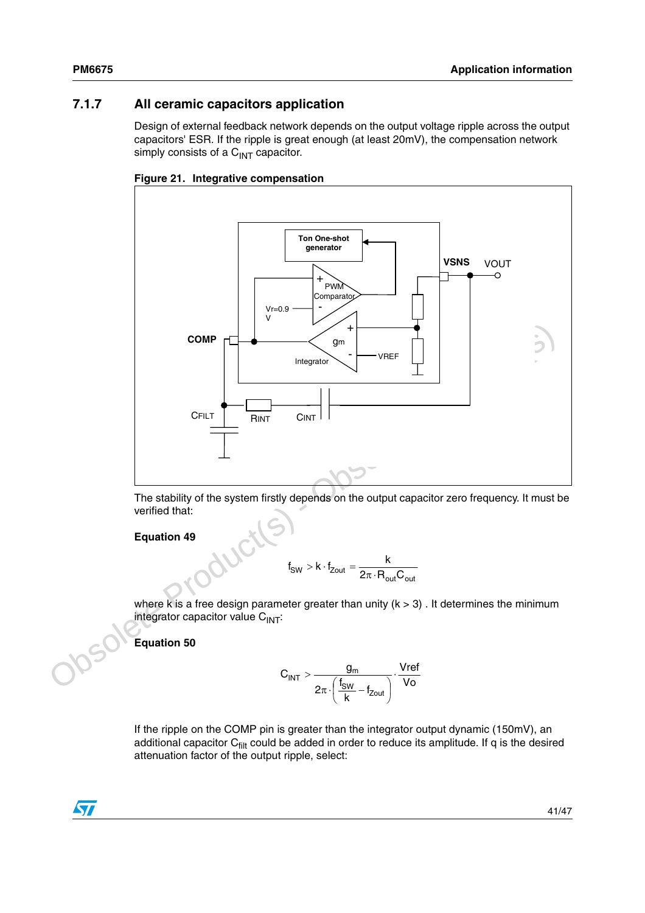### 7.1.7 All ceramic capacitors application

Design of external feedback network depends on the output voltage ripple across the output capacitors' ESR. If the ripple is great enough (at least 20mV), the compensation network simply consists of a $C_{INT}$ capacitor.

**Figure 21. Integrative compensation**

The stability of the system firstly depends on the output capacitor zero frequency. It must be verified that:

**Equation 49**

$$f_{SW} > k \cdot f_{Zout} = \frac{k}{2\pi \cdot R_{out} C_{out}}$$

where k is a free design parameter greater than unity (k > 3) . It determines the minimum integrator capacitor value $C_{INT}$:

**Equation 50**

$$C_{INT} > \frac{g_m}{2\pi \cdot \left(\frac{f_{SW}}{k} - f_{Zout}\right)} \cdot \frac{Vref}{Vo}$$

If the ripple on the COMP pin is greater than the integrator output dynamic (150mV), an additional capacitor $C_{filt}$ could be added in order to reduce its amplitude. If q is the desired attenuation factor of the output ripple, select: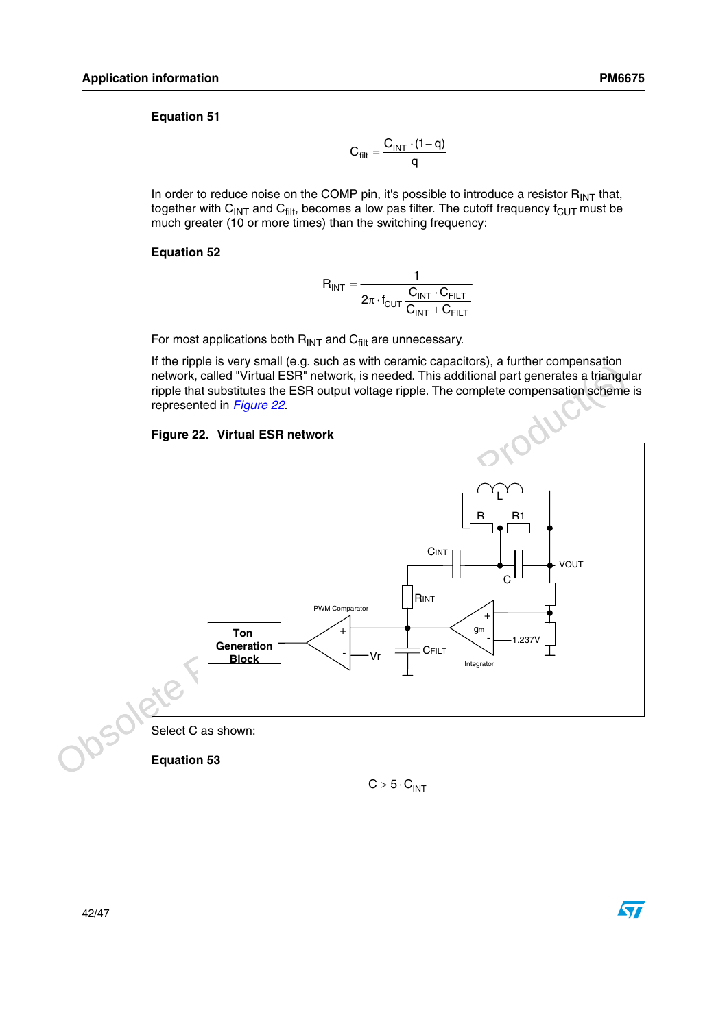**Equation 51**

$$C_{filt} = \frac{C_{INT} \cdot (1 - q)}{q}$$

In order to reduce noise on the COMP pin, it's possible to introduce a resistor $R_{INT}$ that, together with $C_{INT}$ and $C_{filt}$, becomes a low pas filter. The cutoff frequency $f_{CUT}$ must be much greater (10 or more times) than the switching frequency:

**Equation 52**

$$R_{INT} = \frac{1}{2\pi \cdot f_{CUT} \frac{C_{INT} \cdot C_{FILT}}{C_{INT} + C_{FILT}}}$$

For most applications both $R_{INT}$ and $C_{filt}$ are unnecessary.

If the ripple is very small (e.g. such as with ceramic capacitors), a further compensation network, called "Virtual ESR" network, is needed. This additional part generates a triangular ripple that substitutes the ESR output voltage ripple. The complete compensation scheme is represented in *Figure 22*.

**Figure 22. Virtual ESR network**

Select C as shown:

**Equation 53**

$$C > 5 \cdot C_{INT}$$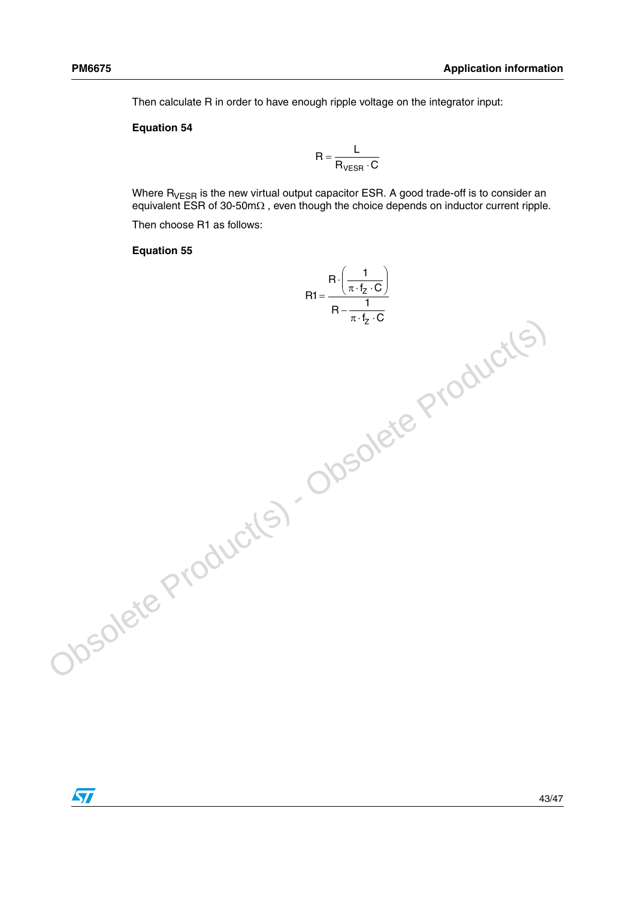Then calculate R in order to have enough ripple voltage on the integrator input:

**Equation 54**

$$R = \frac{L}{R_{VESR} \cdot C}$$

Where $R_{VESR}$ is the new virtual output capacitor ESR. A good trade-off is to consider an equivalent ESR of 30-50mΩ , even though the choice depends on inductor current ripple.

Then choose R1 as follows:

**Equation 55**

$$R1 = \frac{R \cdot \left(\frac{1}{\pi \cdot f_Z \cdot C}\right)}{R - \frac{1}{\pi \cdot f_Z \cdot C}}$$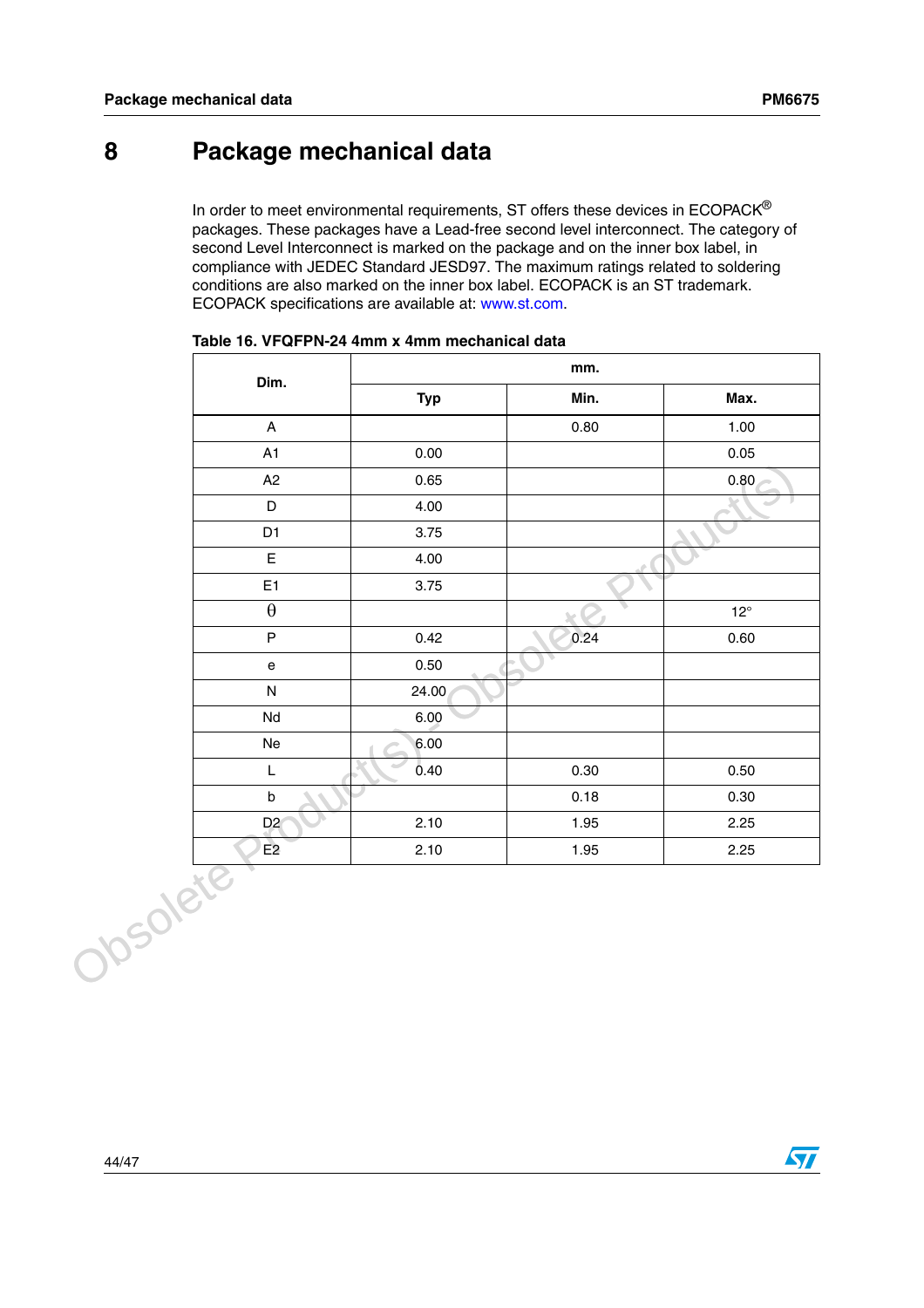# 8 Package mechanical data

In order to meet environmental requirements, ST offers these devices in ECOPACK® packages. These packages have a Lead-free second level interconnect. The category of second Level Interconnect is marked on the package and on the inner box label, in compliance with JEDEC Standard JESD97. The maximum ratings related to soldering conditions are also marked on the inner box label. ECOPACK is an ST trademark. ECOPACK specifications are available at: www.st.com.

**Table 16. VFQFPN-24 4mm x 4mm mechanical data**

| Dim. | mm. | | |
|---|---|---|---|
| | Typ | Min. | Max. |
| A | | 0.80 | 1.00 |
| A1 | 0.00 | | 0.05 |
| A2 | 0.65 | | 0.80 |
| D | 4.00 | | |
| D1 | 3.75 | | |
| E | 4.00 | | |
| E1 | 3.75 | | |
| $\theta$ | | | 12° |
| P | 0.42 | 0.24 | 0.60 |
| e | 0.50 | | |
| N | 24.00 | | |
| Nd | 6.00 | | |
| Ne | 6.00 | | |
| L | 0.40 | 0.30 | 0.50 |
| b | | 0.18 | 0.30 |
| D2 | 2.10 | 1.95 | 2.25 |
| E2 | 2.10 | 1.95 | 2.25 |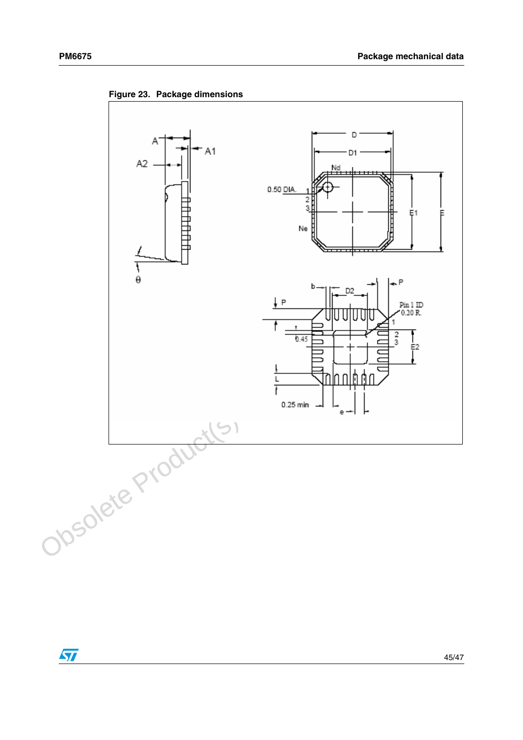Figure 23. Package dimensions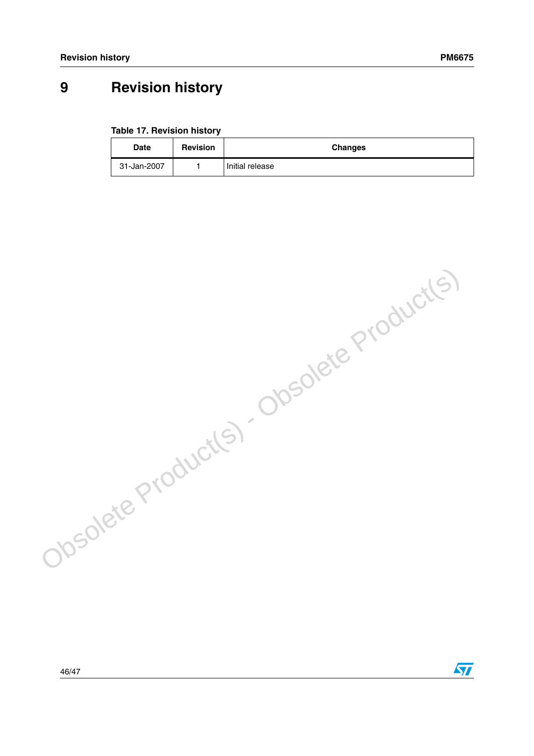# 9 Revision history

**Table 17. Revision history**

| Date | Revision | Changes |
|---|---|---|
| 31-Jan-2007 | 1 | Initial release |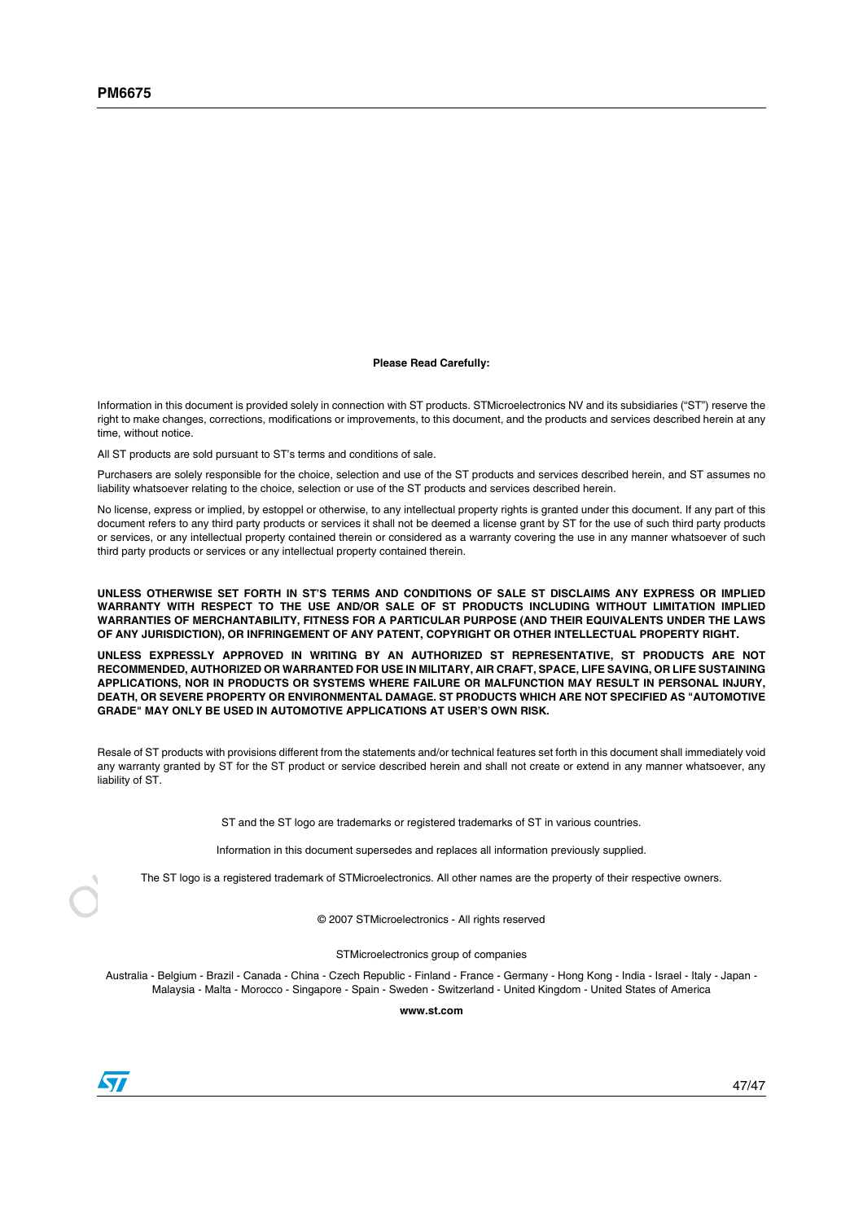**Please Read Carefully:**

Information in this document is provided solely in connection with ST products. STMicroelectronics NV and its subsidiaries ("ST") reserve the right to make changes, corrections, modifications or improvements, to this document, and the products and services described herein at any time, without notice.

All ST products are sold pursuant to ST's terms and conditions of sale.

Purchasers are solely responsible for the choice, selection and use of the ST products and services described herein, and ST assumes no liability whatsoever relating to the choice, selection or use of the ST products and services described herein.

No license, express or implied, by estoppel or otherwise, to any intellectual property rights is granted under this document. If any part of this document refers to any third party products or services it shall not be deemed a license grant by ST for the use of such third party products or services, or any intellectual property contained therein or considered as a warranty covering the use in any manner whatsoever of such third party products or services or any intellectual property contained therein.

**UNLESS OTHERWISE SET FORTH IN ST'S TERMS AND CONDITIONS OF SALE ST DISCLAIMS ANY EXPRESS OR IMPLIED WARRANTY WITH RESPECT TO THE USE AND/OR SALE OF ST PRODUCTS INCLUDING WITHOUT LIMITATION IMPLIED WARRANTIES OF MERCHANTABILITY, FITNESS FOR A PARTICULAR PURPOSE (AND THEIR EQUIVALENTS UNDER THE LAWS OF ANY JURISDICTION), OR INFRINGEMENT OF ANY PATENT, COPYRIGHT OR OTHER INTELLECTUAL PROPERTY RIGHT.**

**UNLESS EXPRESSLY APPROVED IN WRITING BY AN AUTHORIZED ST REPRESENTATIVE, ST PRODUCTS ARE NOT RECOMMENDED, AUTHORIZED OR WARRANTED FOR USE IN MILITARY, AIR CRAFT, SPACE, LIFE SAVING, OR LIFE SUSTAINING APPLICATIONS, NOR IN PRODUCTS OR SYSTEMS WHERE FAILURE OR MALFUNCTION MAY RESULT IN PERSONAL INJURY, DEATH, OR SEVERE PROPERTY OR ENVIRONMENTAL DAMAGE. ST PRODUCTS WHICH ARE NOT SPECIFIED AS "AUTOMOTIVE GRADE" MAY ONLY BE USED IN AUTOMOTIVE APPLICATIONS AT USER'S OWN RISK.**

Resale of ST products with provisions different from the statements and/or technical features set forth in this document shall immediately void any warranty granted by ST for the ST product or service described herein and shall not create or extend in any manner whatsoever, any liability of ST.

ST and the ST logo are trademarks or registered trademarks of ST in various countries.

Information in this document supersedes and replaces all information previously supplied.

The ST logo is a registered trademark of STMicroelectronics. All other names are the property of their respective owners.

© 2007 STMicroelectronics - All rights reserved

STMicroelectronics group of companies

Australia - Belgium - Brazil - Canada - China - Czech Republic - Finland - France - Germany - Hong Kong - India - Israel - Italy - Japan - Malaysia - Malta - Morocco - Singapore - Spain - Sweden - Switzerland - United Kingdom - United States of America

**www.st.com**